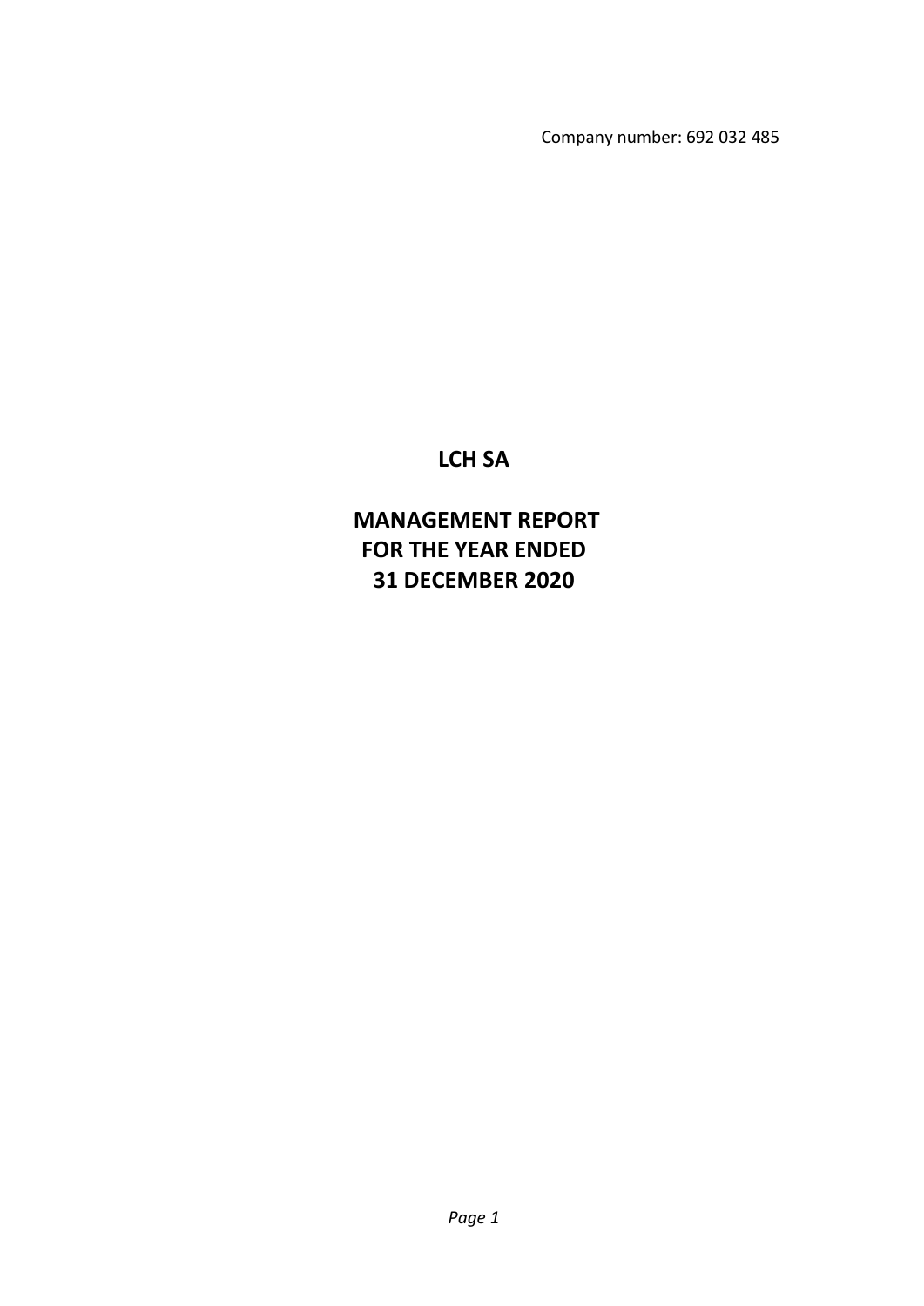Company number: 692 032 485

# LCH SA

# MANAGEMENT REPORT FOR THE YEAR ENDED 31 DECEMBER 2020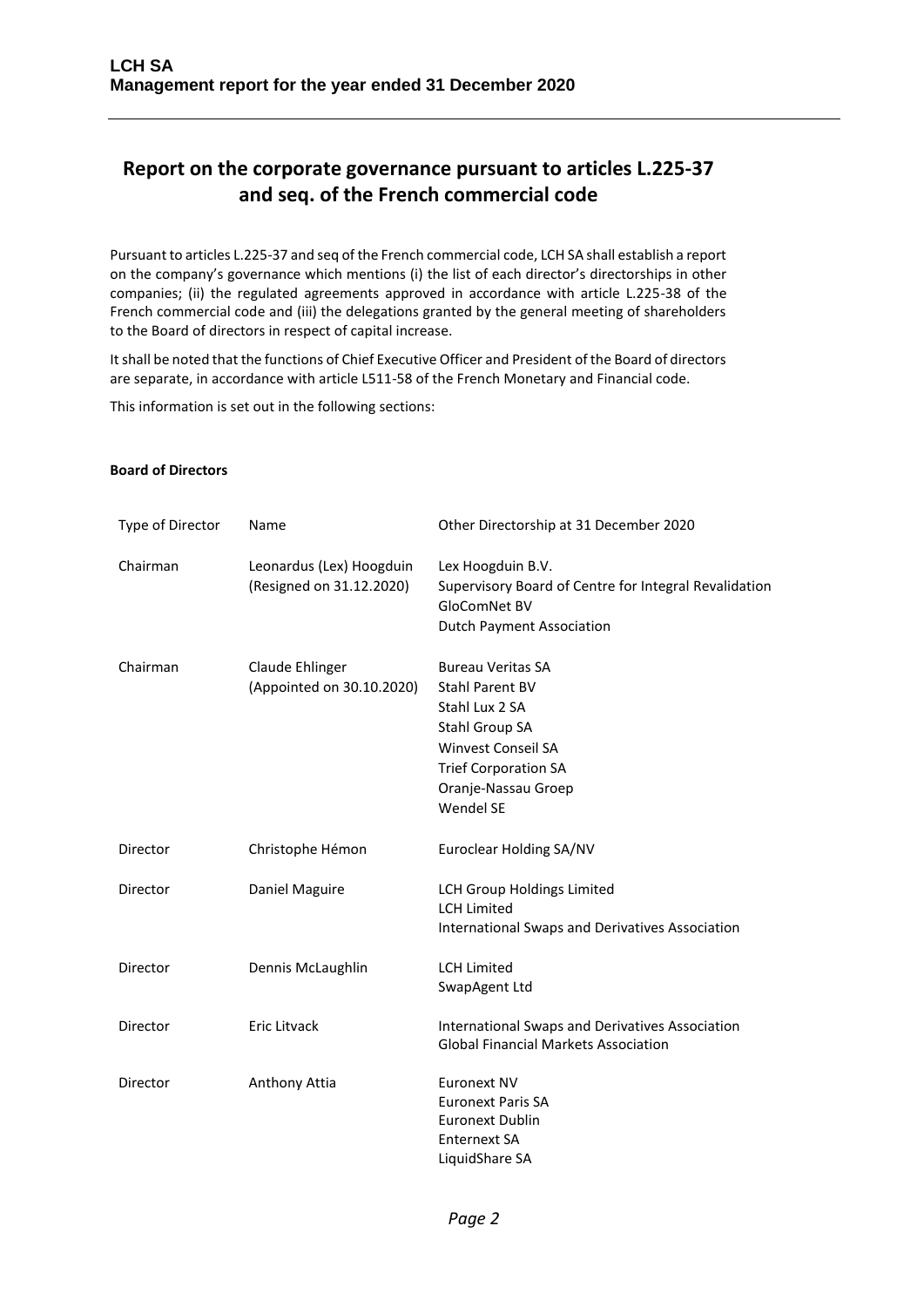# Report on the corporate governance pursuant to articles L.225-37 and seq. of the French commercial code

Pursuant to articles L.225-37 and seq of the French commercial code, LCH SA shall establish a report on the company's governance which mentions (i) the list of each director's directorships in other companies; (ii) the regulated agreements approved in accordance with article L.225-38 of the French commercial code and (iii) the delegations granted by the general meeting of shareholders to the Board of directors in respect of capital increase.

It shall be noted that the functions of Chief Executive Officer and President of the Board of directors are separate, in accordance with article L511-58 of the French Monetary and Financial code.

This information is set out in the following sections:

**Board of Directors**

| Type of Director | Name | Other Directorship at 31 December 2020 |
|---|---|---|
| Chairman | Leonardus (Lex) Hoogduin (Resigned on 31.12.2020) | Lex Hoogduin B.V.<br>Supervisory Board of Centre for Integral Revalidation<br>GloComNet BV<br>Dutch Payment Association |
| Chairman | Claude Ehlinger (Appointed on 30.10.2020) | Bureau Veritas SA<br>Stahl Parent BV<br>Stahl Lux 2 SA<br>Stahl Group SA<br>Winvest Conseil SA<br>Trief Corporation SA<br>Oranje-Nassau Groep<br>Wendel SE |
| Director | Christophe Hémon | Euroclear Holding SA/NV |
| Director | Daniel Maguire | LCH Group Holdings Limited<br>LCH Limited<br>International Swaps and Derivatives Association |
| Director | Dennis McLaughlin | LCH Limited<br>SwapAgent Ltd |
| Director | Eric Litvack | International Swaps and Derivatives Association<br>Global Financial Markets Association |
| Director | Anthony Attia | Euronext NV<br>Euronext Paris SA<br>Euronext Dublin<br>Enternext SA<br>LiquidShare SA |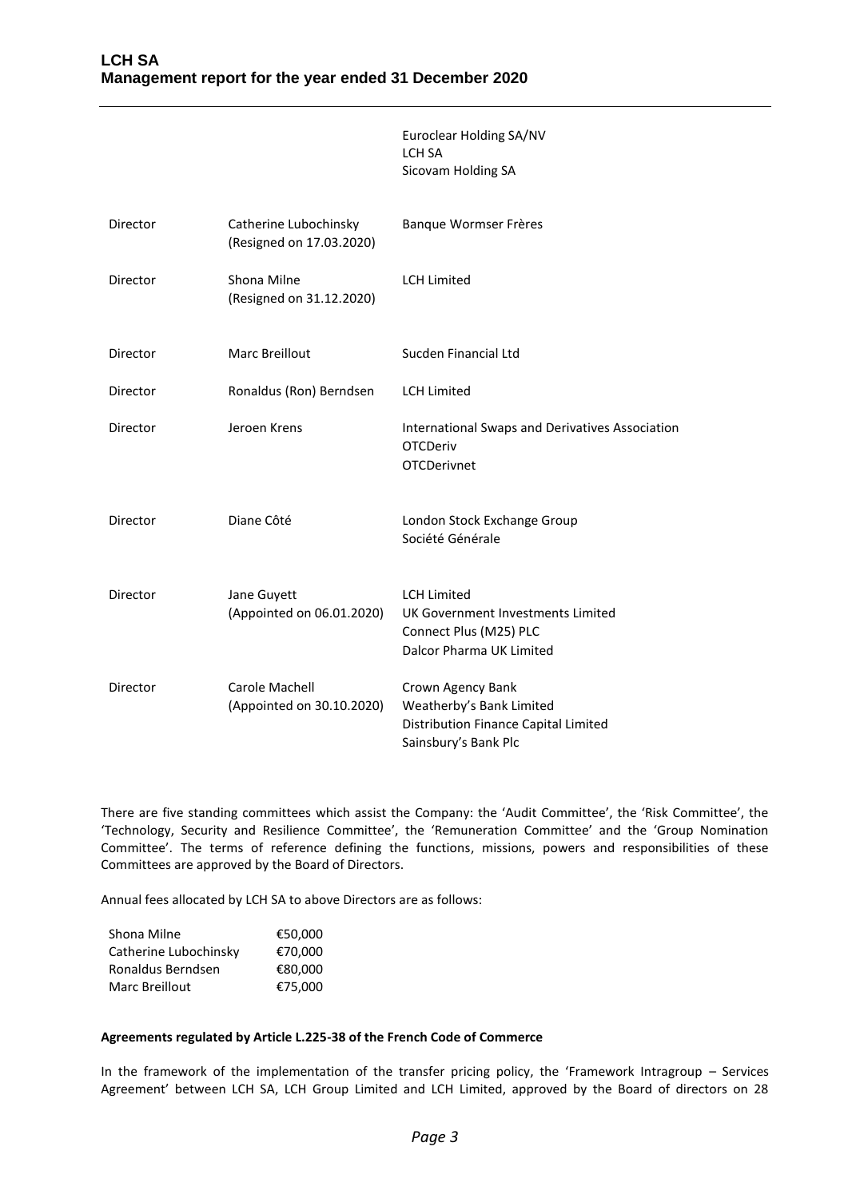| | | |
|---|---|---|
| | | Euroclear Holding SA/NV<br>LCH SA<br>Sicovam Holding SA |
| Director | Catherine Lubochinsky<br>(Resigned on 17.03.2020) | Banque Wormser Frères |
| Director | Shona Milne<br>(Resigned on 31.12.2020) | LCH Limited |
| Director | Marc Breillout | Sucden Financial Ltd |
| Director | Ronaldus (Ron) Berndsen | LCH Limited |
| Director | Jeroen Krens | International Swaps and Derivatives Association<br>OTCDeriv<br>OTCDerivnet |
| Director | Diane Côté | London Stock Exchange Group<br>Société Générale |
| Director | Jane Guyett<br>(Appointed on 06.01.2020) | LCH Limited<br>UK Government Investments Limited<br>Connect Plus (M25) PLC<br>Dalcor Pharma UK Limited |
| Director | Carole Machell<br>(Appointed on 30.10.2020) | Crown Agency Bank<br>Weatherby's Bank Limited<br>Distribution Finance Capital Limited<br>Sainsbury's Bank Plc |

There are five standing committees which assist the Company: the 'Audit Committee', the 'Risk Committee', the 'Technology, Security and Resilience Committee', the 'Remuneration Committee' and the 'Group Nomination Committee'. The terms of reference defining the functions, missions, powers and responsibilities of these Committees are approved by the Board of Directors.

Annual fees allocated by LCH SA to above Directors are as follows:

| | |
|---|---|
| Shona Milne | €50,000 |
| Catherine Lubochinsky | €70,000 |
| Ronaldus Berndsen | €80,000 |
| Marc Breillout | €75,000 |

**Agreements regulated by Article L.225-38 of the French Code of Commerce**

In the framework of the implementation of the transfer pricing policy, the 'Framework Intragroup – Services Agreement' between LCH SA, LCH Group Limited and LCH Limited, approved by the Board of directors on 28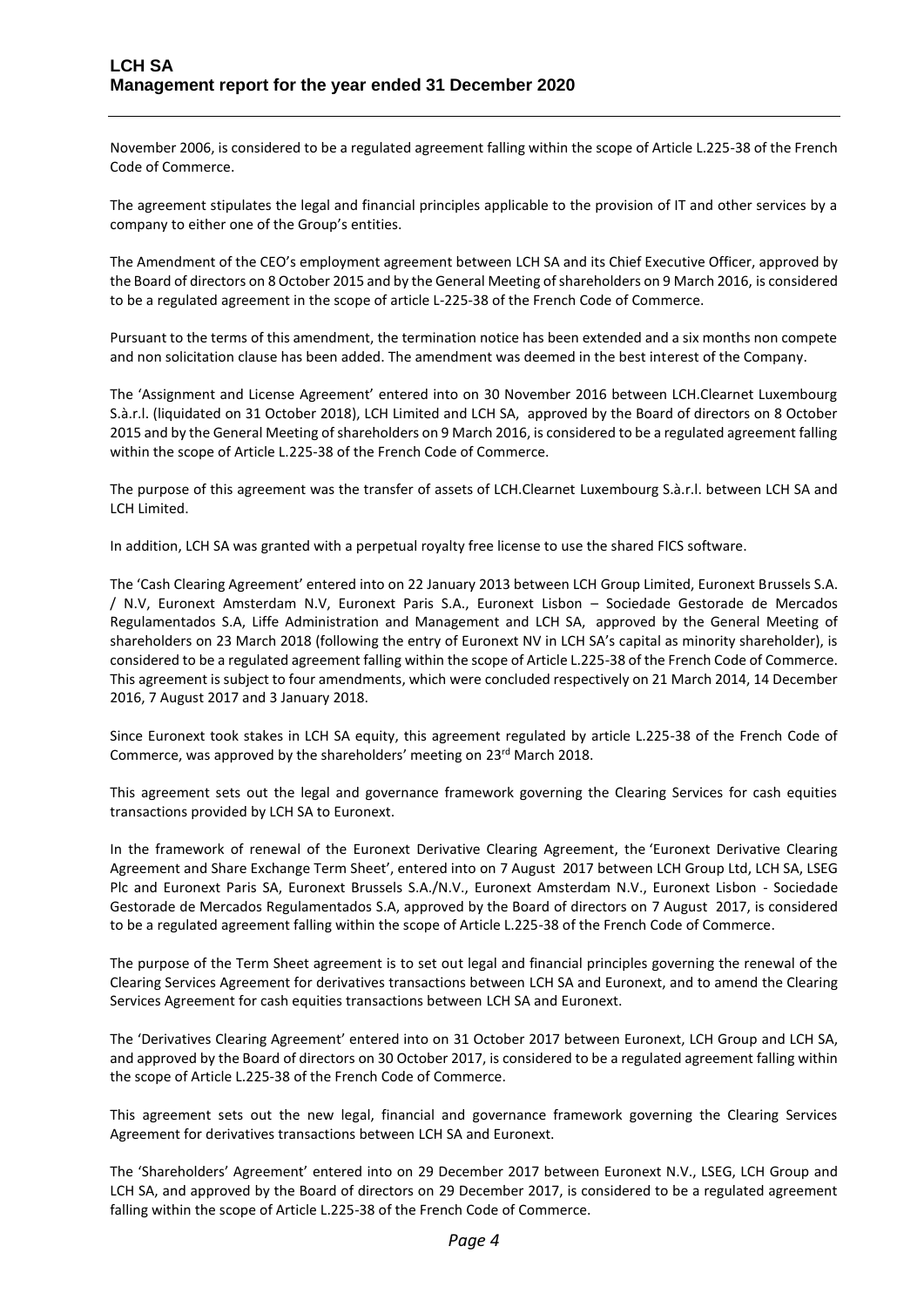November 2006, is considered to be a regulated agreement falling within the scope of Article L.225-38 of the French Code of Commerce.

The agreement stipulates the legal and financial principles applicable to the provision of IT and other services by a company to either one of the Group's entities.

The Amendment of the CEO's employment agreement between LCH SA and its Chief Executive Officer, approved by the Board of directors on 8 October 2015 and by the General Meeting of shareholders on 9 March 2016, is considered to be a regulated agreement in the scope of article L-225-38 of the French Code of Commerce.

Pursuant to the terms of this amendment, the termination notice has been extended and a six months non compete and non solicitation clause has been added. The amendment was deemed in the best interest of the Company.

The 'Assignment and License Agreement' entered into on 30 November 2016 between LCH.Clearnet Luxembourg S.à.r.l. (liquidated on 31 October 2018), LCH Limited and LCH SA, approved by the Board of directors on 8 October 2015 and by the General Meeting of shareholders on 9 March 2016, is considered to be a regulated agreement falling within the scope of Article L.225-38 of the French Code of Commerce.

The purpose of this agreement was the transfer of assets of LCH.Clearnet Luxembourg S.à.r.l. between LCH SA and LCH Limited.

In addition, LCH SA was granted with a perpetual royalty free license to use the shared FICS software.

The 'Cash Clearing Agreement' entered into on 22 January 2013 between LCH Group Limited, Euronext Brussels S.A. / N.V, Euronext Amsterdam N.V, Euronext Paris S.A., Euronext Lisbon – Sociedade Gestorade de Mercados Regulamentados S.A, Liffe Administration and Management and LCH SA, approved by the General Meeting of shareholders on 23 March 2018 (following the entry of Euronext NV in LCH SA's capital as minority shareholder), is considered to be a regulated agreement falling within the scope of Article L.225-38 of the French Code of Commerce. This agreement is subject to four amendments, which were concluded respectively on 21 March 2014, 14 December 2016, 7 August 2017 and 3 January 2018.

Since Euronext took stakes in LCH SA equity, this agreement regulated by article L.225-38 of the French Code of Commerce, was approved by the shareholders' meeting on 23rd March 2018.

This agreement sets out the legal and governance framework governing the Clearing Services for cash equities transactions provided by LCH SA to Euronext.

In the framework of renewal of the Euronext Derivative Clearing Agreement, the 'Euronext Derivative Clearing Agreement and Share Exchange Term Sheet', entered into on 7 August 2017 between LCH Group Ltd, LCH SA, LSEG Plc and Euronext Paris SA, Euronext Brussels S.A./N.V., Euronext Amsterdam N.V., Euronext Lisbon - Sociedade Gestorade de Mercados Regulamentados S.A, approved by the Board of directors on 7 August 2017, is considered to be a regulated agreement falling within the scope of Article L.225-38 of the French Code of Commerce.

The purpose of the Term Sheet agreement is to set out legal and financial principles governing the renewal of the Clearing Services Agreement for derivatives transactions between LCH SA and Euronext, and to amend the Clearing Services Agreement for cash equities transactions between LCH SA and Euronext.

The 'Derivatives Clearing Agreement' entered into on 31 October 2017 between Euronext, LCH Group and LCH SA, and approved by the Board of directors on 30 October 2017, is considered to be a regulated agreement falling within the scope of Article L.225-38 of the French Code of Commerce.

This agreement sets out the new legal, financial and governance framework governing the Clearing Services Agreement for derivatives transactions between LCH SA and Euronext.

The 'Shareholders' Agreement' entered into on 29 December 2017 between Euronext N.V., LSEG, LCH Group and LCH SA, and approved by the Board of directors on 29 December 2017, is considered to be a regulated agreement falling within the scope of Article L.225-38 of the French Code of Commerce.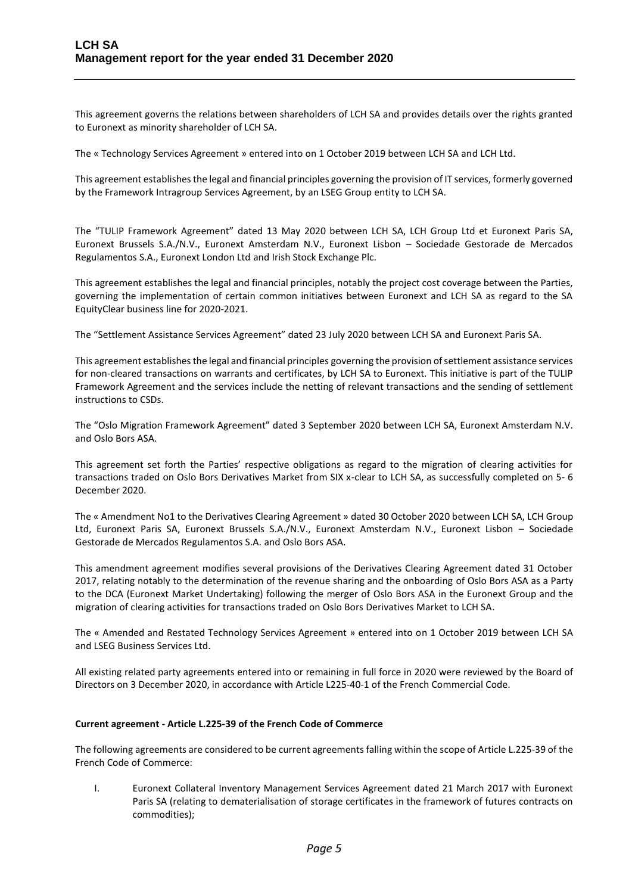This agreement governs the relations between shareholders of LCH SA and provides details over the rights granted to Euronext as minority shareholder of LCH SA.

The « Technology Services Agreement » entered into on 1 October 2019 between LCH SA and LCH Ltd.

This agreement establishes the legal and financial principles governing the provision of IT services, formerly governed by the Framework Intragroup Services Agreement, by an LSEG Group entity to LCH SA.

The "TULIP Framework Agreement" dated 13 May 2020 between LCH SA, LCH Group Ltd et Euronext Paris SA, Euronext Brussels S.A./N.V., Euronext Amsterdam N.V., Euronext Lisbon – Sociedade Gestorade de Mercados Regulamentos S.A., Euronext London Ltd and Irish Stock Exchange Plc.

This agreement establishes the legal and financial principles, notably the project cost coverage between the Parties, governing the implementation of certain common initiatives between Euronext and LCH SA as regard to the SA EquityClear business line for 2020-2021.

The "Settlement Assistance Services Agreement" dated 23 July 2020 between LCH SA and Euronext Paris SA.

This agreement establishes the legal and financial principles governing the provision of settlement assistance services for non-cleared transactions on warrants and certificates, by LCH SA to Euronext. This initiative is part of the TULIP Framework Agreement and the services include the netting of relevant transactions and the sending of settlement instructions to CSDs.

The "Oslo Migration Framework Agreement" dated 3 September 2020 between LCH SA, Euronext Amsterdam N.V. and Oslo Bors ASA.

This agreement set forth the Parties' respective obligations as regard to the migration of clearing activities for transactions traded on Oslo Bors Derivatives Market from SIX x-clear to LCH SA, as successfully completed on 5- 6 December 2020.

The « Amendment No1 to the Derivatives Clearing Agreement » dated 30 October 2020 between LCH SA, LCH Group Ltd, Euronext Paris SA, Euronext Brussels S.A./N.V., Euronext Amsterdam N.V., Euronext Lisbon – Sociedade Gestorade de Mercados Regulamentos S.A. and Oslo Bors ASA.

This amendment agreement modifies several provisions of the Derivatives Clearing Agreement dated 31 October 2017, relating notably to the determination of the revenue sharing and the onboarding of Oslo Bors ASA as a Party to the DCA (Euronext Market Undertaking) following the merger of Oslo Bors ASA in the Euronext Group and the migration of clearing activities for transactions traded on Oslo Bors Derivatives Market to LCH SA.

The « Amended and Restated Technology Services Agreement » entered into on 1 October 2019 between LCH SA and LSEG Business Services Ltd.

All existing related party agreements entered into or remaining in full force in 2020 were reviewed by the Board of Directors on 3 December 2020, in accordance with Article L225-40-1 of the French Commercial Code.

**Current agreement - Article L.225-39 of the French Code of Commerce**

The following agreements are considered to be current agreements falling within the scope of Article L.225-39 of the French Code of Commerce:

I. Euronext Collateral Inventory Management Services Agreement dated 21 March 2017 with Euronext Paris SA (relating to dematerialisation of storage certificates in the framework of futures contracts on commodities);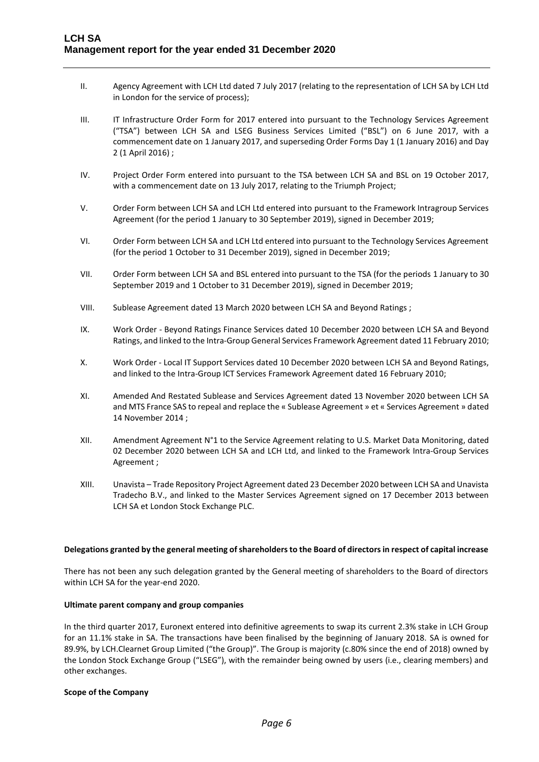II. Agency Agreement with LCH Ltd dated 7 July 2017 (relating to the representation of LCH SA by LCH Ltd in London for the service of process);

III. IT Infrastructure Order Form for 2017 entered into pursuant to the Technology Services Agreement ("TSA") between LCH SA and LSEG Business Services Limited ("BSL") on 6 June 2017, with a commencement date on 1 January 2017, and superseding Order Forms Day 1 (1 January 2016) and Day 2 (1 April 2016) ;

IV. Project Order Form entered into pursuant to the TSA between LCH SA and BSL on 19 October 2017, with a commencement date on 13 July 2017, relating to the Triumph Project;

V. Order Form between LCH SA and LCH Ltd entered into pursuant to the Framework Intragroup Services Agreement (for the period 1 January to 30 September 2019), signed in December 2019;

VI. Order Form between LCH SA and LCH Ltd entered into pursuant to the Technology Services Agreement (for the period 1 October to 31 December 2019), signed in December 2019;

VII. Order Form between LCH SA and BSL entered into pursuant to the TSA (for the periods 1 January to 30 September 2019 and 1 October to 31 December 2019), signed in December 2019;

VIII. Sublease Agreement dated 13 March 2020 between LCH SA and Beyond Ratings ;

IX. Work Order - Beyond Ratings Finance Services dated 10 December 2020 between LCH SA and Beyond Ratings, and linked to the Intra-Group General Services Framework Agreement dated 11 February 2010;

X. Work Order - Local IT Support Services dated 10 December 2020 between LCH SA and Beyond Ratings, and linked to the Intra-Group ICT Services Framework Agreement dated 16 February 2010;

XI. Amended And Restated Sublease and Services Agreement dated 13 November 2020 between LCH SA and MTS France SAS to repeal and replace the « Sublease Agreement » et « Services Agreement » dated 14 November 2014 ;

XII. Amendment Agreement N°1 to the Service Agreement relating to U.S. Market Data Monitoring, dated 02 December 2020 between LCH SA and LCH Ltd, and linked to the Framework Intra-Group Services Agreement ;

XIII. Unavista – Trade Repository Project Agreement dated 23 December 2020 between LCH SA and Unavista Tradecho B.V., and linked to the Master Services Agreement signed on 17 December 2013 between LCH SA et London Stock Exchange PLC.

**Delegations granted by the general meeting of shareholders to the Board of directors in respect of capital increase**

There has not been any such delegation granted by the General meeting of shareholders to the Board of directors within LCH SA for the year-end 2020.

**Ultimate parent company and group companies**

In the third quarter 2017, Euronext entered into definitive agreements to swap its current 2.3% stake in LCH Group for an 11.1% stake in SA. The transactions have been finalised by the beginning of January 2018. SA is owned for 89.9%, by LCH.Clearnet Group Limited ("the Group)". The Group is majority (c.80% since the end of 2018) owned by the London Stock Exchange Group ("LSEG"), with the remainder being owned by users (i.e., clearing members) and other exchanges.

**Scope of the Company**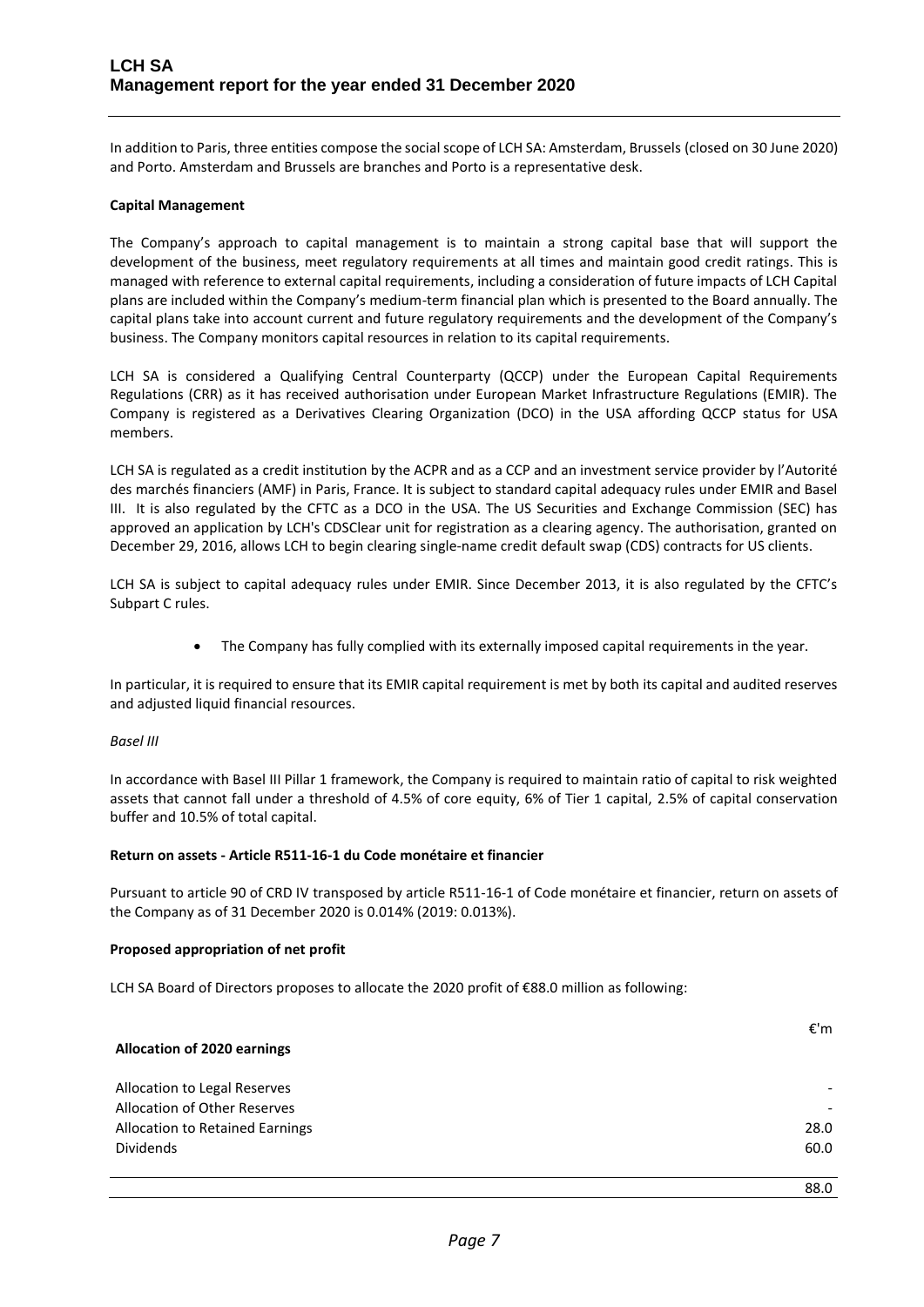In addition to Paris, three entities compose the social scope of LCH SA: Amsterdam, Brussels (closed on 30 June 2020) and Porto. Amsterdam and Brussels are branches and Porto is a representative desk.

**Capital Management**

The Company's approach to capital management is to maintain a strong capital base that will support the development of the business, meet regulatory requirements at all times and maintain good credit ratings. This is managed with reference to external capital requirements, including a consideration of future impacts of LCH Capital plans are included within the Company's medium-term financial plan which is presented to the Board annually. The capital plans take into account current and future regulatory requirements and the development of the Company's business. The Company monitors capital resources in relation to its capital requirements.

LCH SA is considered a Qualifying Central Counterparty (QCCP) under the European Capital Requirements Regulations (CRR) as it has received authorisation under European Market Infrastructure Regulations (EMIR). The Company is registered as a Derivatives Clearing Organization (DCO) in the USA affording QCCP status for USA members.

LCH SA is regulated as a credit institution by the ACPR and as a CCP and an investment service provider by l'Autorité des marchés financiers (AMF) in Paris, France. It is subject to standard capital adequacy rules under EMIR and Basel III. It is also regulated by the CFTC as a DCO in the USA. The US Securities and Exchange Commission (SEC) has approved an application by LCH's CDSClear unit for registration as a clearing agency. The authorisation, granted on December 29, 2016, allows LCH to begin clearing single-name credit default swap (CDS) contracts for US clients.

LCH SA is subject to capital adequacy rules under EMIR. Since December 2013, it is also regulated by the CFTC's Subpart C rules.

- The Company has fully complied with its externally imposed capital requirements in the year.

In particular, it is required to ensure that its EMIR capital requirement is met by both its capital and audited reserves and adjusted liquid financial resources.

*Basel III*

In accordance with Basel III Pillar 1 framework, the Company is required to maintain ratio of capital to risk weighted assets that cannot fall under a threshold of 4.5% of core equity, 6% of Tier 1 capital, 2.5% of capital conservation buffer and 10.5% of total capital.

**Return on assets - Article R511-16-1 du Code monétaire et financier**

Pursuant to article 90 of CRD IV transposed by article R511-16-1 of Code monétaire et financier, return on assets of the Company as of 31 December 2020 is 0.014% (2019: 0.013%).

**Proposed appropriation of net profit**

LCH SA Board of Directors proposes to allocate the 2020 profit of €88.0 million as following:

| **Allocation of 2020 earnings** | €'m |
|---|---|
| Allocation to Legal Reserves | - |
| Allocation of Other Reserves | - |
| Allocation to Retained Earnings | 28.0 |
| Dividends | 60.0 |
| | 88.0 |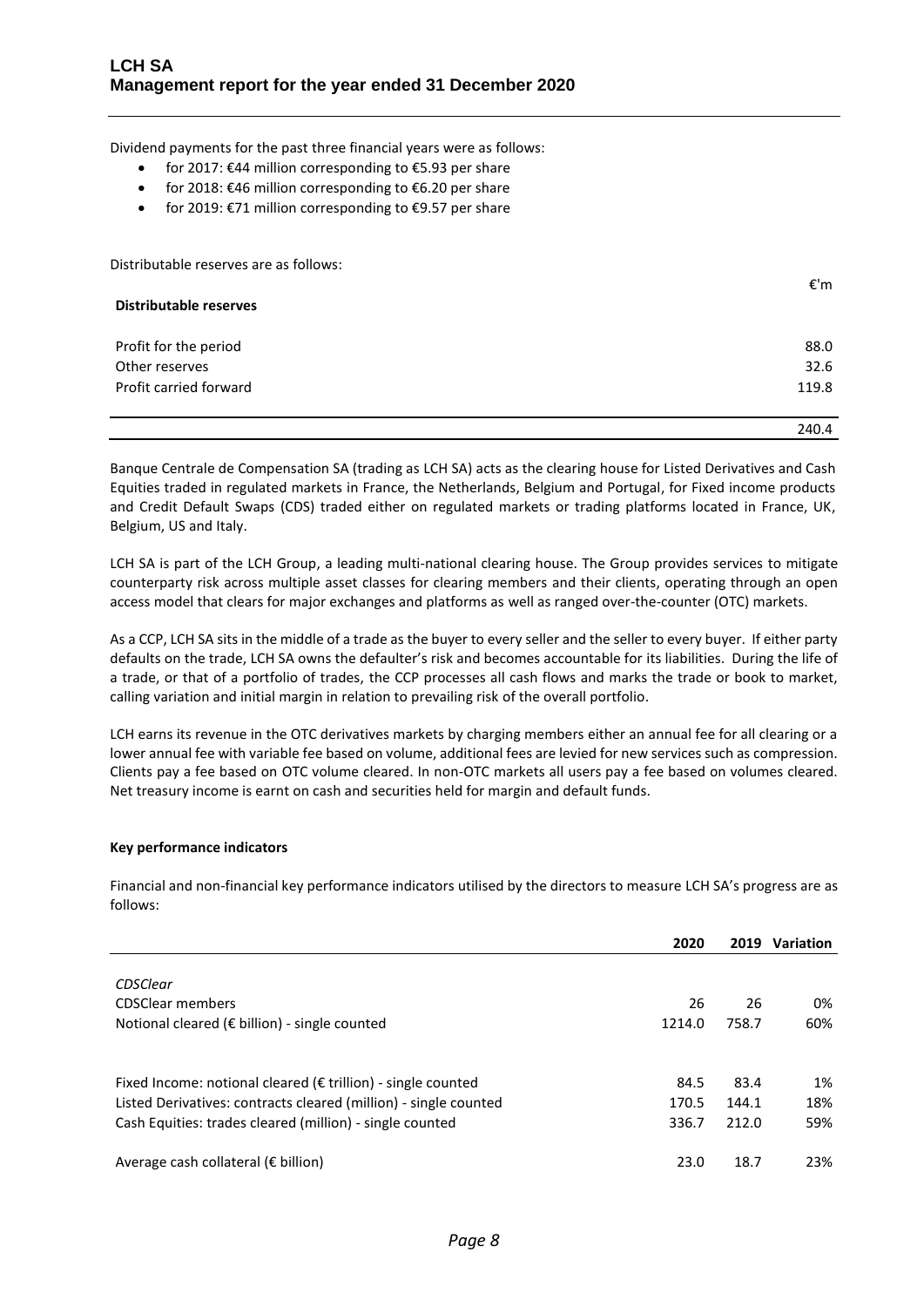Dividend payments for the past three financial years were as follows:

- for 2017: €44 million corresponding to €5.93 per share
- for 2018: €46 million corresponding to €6.20 per share
- for 2019: €71 million corresponding to €9.57 per share

Distributable reserves are as follows:

| **Distributable reserves** | €'m |
|---|---|
| Profit for the period | 88.0 |
| Other reserves | 32.6 |
| Profit carried forward | 119.8 |
| | 240.4 |

Banque Centrale de Compensation SA (trading as LCH SA) acts as the clearing house for Listed Derivatives and Cash Equities traded in regulated markets in France, the Netherlands, Belgium and Portugal, for Fixed income products and Credit Default Swaps (CDS) traded either on regulated markets or trading platforms located in France, UK, Belgium, US and Italy.

LCH SA is part of the LCH Group, a leading multi-national clearing house. The Group provides services to mitigate counterparty risk across multiple asset classes for clearing members and their clients, operating through an open access model that clears for major exchanges and platforms as well as ranged over-the-counter (OTC) markets.

As a CCP, LCH SA sits in the middle of a trade as the buyer to every seller and the seller to every buyer. If either party defaults on the trade, LCH SA owns the defaulter's risk and becomes accountable for its liabilities. During the life of a trade, or that of a portfolio of trades, the CCP processes all cash flows and marks the trade or book to market, calling variation and initial margin in relation to prevailing risk of the overall portfolio.

LCH earns its revenue in the OTC derivatives markets by charging members either an annual fee for all clearing or a lower annual fee with variable fee based on volume, additional fees are levied for new services such as compression. Clients pay a fee based on OTC volume cleared. In non-OTC markets all users pay a fee based on volumes cleared. Net treasury income is earnt on cash and securities held for margin and default funds.

**Key performance indicators**

Financial and non-financial key performance indicators utilised by the directors to measure LCH SA's progress are as follows:

| | **2020** | **2019** | **Variation** |
|---|---|---|---|
| *CDSClear* | | | |
| CDSClear members | 26 | 26 | 0% |
| Notional cleared (€ billion) - single counted | 1214.0 | 758.7 | 60% |
| | | | |
| Fixed Income: notional cleared (€ trillion) - single counted | 84.5 | 83.4 | 1% |
| Listed Derivatives: contracts cleared (million) - single counted | 170.5 | 144.1 | 18% |
| Cash Equities: trades cleared (million) - single counted | 336.7 | 212.0 | 59% |
| | | | |
| Average cash collateral (€ billion) | 23.0 | 18.7 | 23% |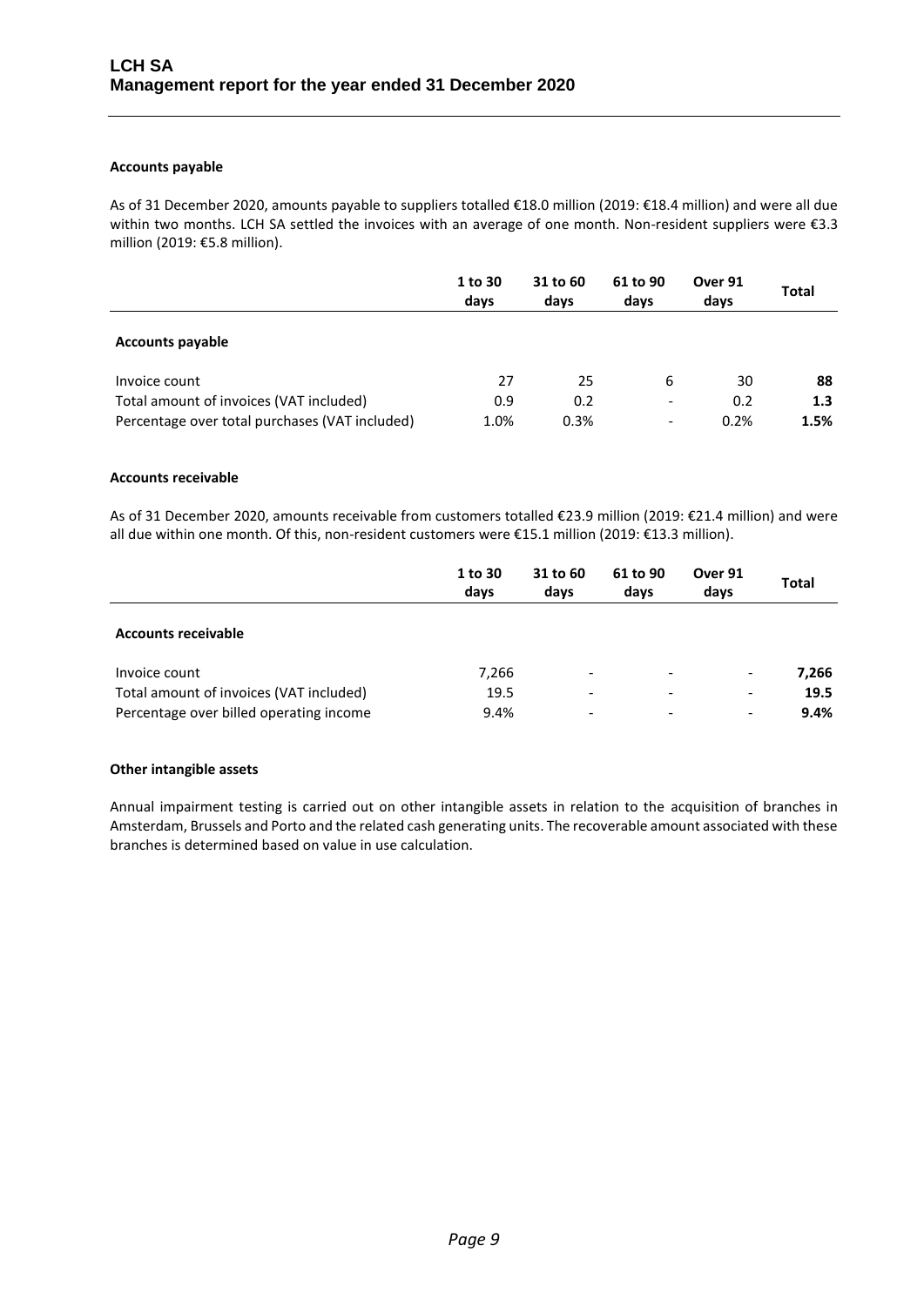### Accounts payable

As of 31 December 2020, amounts payable to suppliers totalled €18.0 million (2019: €18.4 million) and were all due within two months. LCH SA settled the invoices with an average of one month. Non-resident suppliers were €3.3 million (2019: €5.8 million).

| | 1 to 30 days | 31 to 60 days | 61 to 90 days | Over 91 days | Total |
|---|---|---|---|---|---|
| **Accounts payable** | | | | | |
| Invoice count | 27 | 25 | 6 | 30 | **88** |
| Total amount of invoices (VAT included) | 0.9 | 0.2 | - | 0.2 | **1.3** |
| Percentage over total purchases (VAT included) | 1.0% | 0.3% | - | 0.2% | **1.5%** |

### Accounts receivable

As of 31 December 2020, amounts receivable from customers totalled €23.9 million (2019: €21.4 million) and were all due within one month. Of this, non-resident customers were €15.1 million (2019: €13.3 million).

| | 1 to 30 days | 31 to 60 days | 61 to 90 days | Over 91 days | Total |
|---|---|---|---|---|---|
| **Accounts receivable** | | | | | |
| Invoice count | 7,266 | - | - | - | **7,266** |
| Total amount of invoices (VAT included) | 19.5 | - | - | - | **19.5** |
| Percentage over billed operating income | 9.4% | - | - | - | **9.4%** |

### Other intangible assets

Annual impairment testing is carried out on other intangible assets in relation to the acquisition of branches in Amsterdam, Brussels and Porto and the related cash generating units. The recoverable amount associated with these branches is determined based on value in use calculation.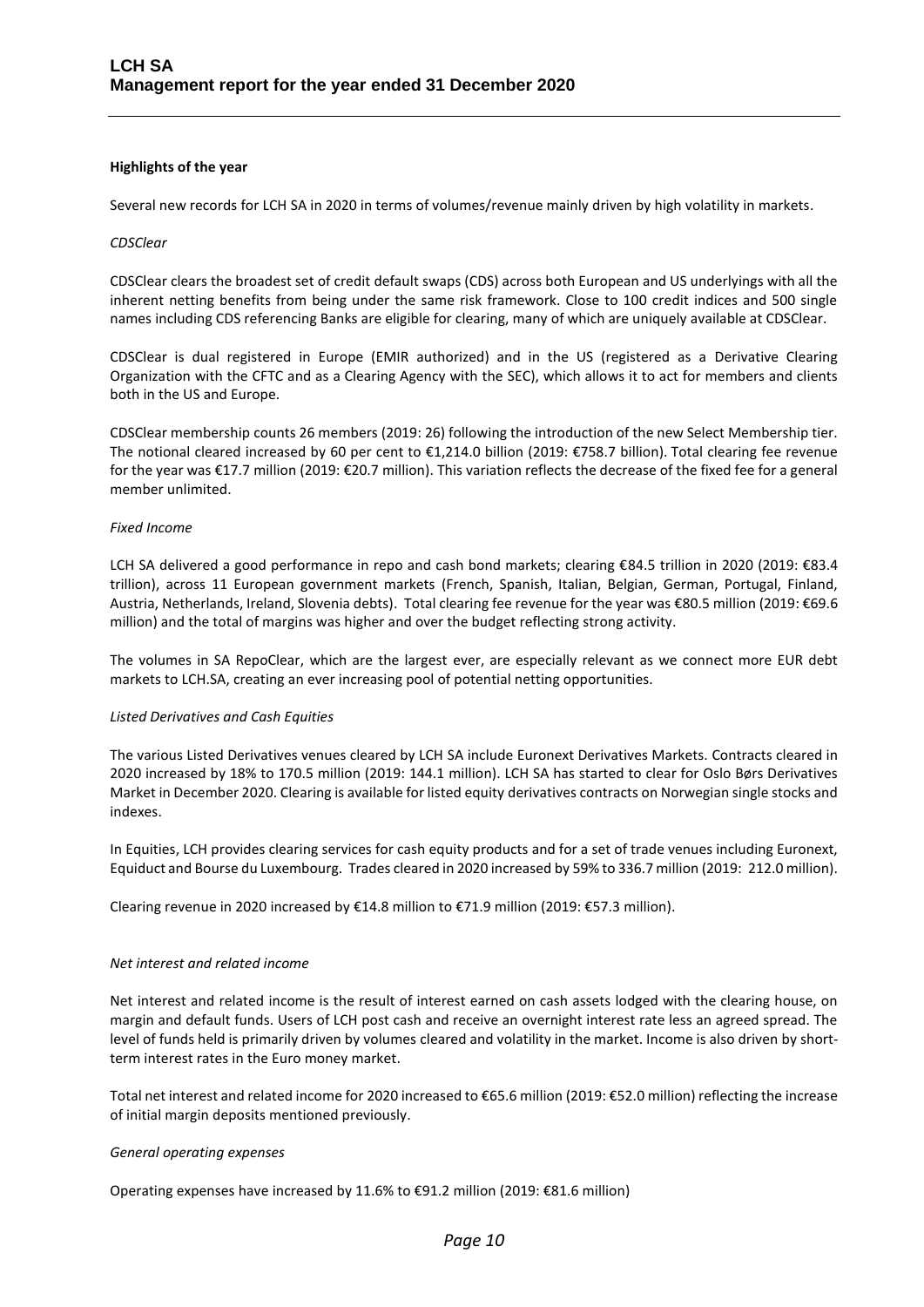**Highlights of the year**

Several new records for LCH SA in 2020 in terms of volumes/revenue mainly driven by high volatility in markets.

*CDSClear*

CDSClear clears the broadest set of credit default swaps (CDS) across both European and US underlyings with all the inherent netting benefits from being under the same risk framework. Close to 100 credit indices and 500 single names including CDS referencing Banks are eligible for clearing, many of which are uniquely available at CDSClear.

CDSClear is dual registered in Europe (EMIR authorized) and in the US (registered as a Derivative Clearing Organization with the CFTC and as a Clearing Agency with the SEC), which allows it to act for members and clients both in the US and Europe.

CDSClear membership counts 26 members (2019: 26) following the introduction of the new Select Membership tier. The notional cleared increased by 60 per cent to €1,214.0 billion (2019: €758.7 billion). Total clearing fee revenue for the year was €17.7 million (2019: €20.7 million). This variation reflects the decrease of the fixed fee for a general member unlimited.

*Fixed Income*

LCH SA delivered a good performance in repo and cash bond markets; clearing €84.5 trillion in 2020 (2019: €83.4 trillion), across 11 European government markets (French, Spanish, Italian, Belgian, German, Portugal, Finland, Austria, Netherlands, Ireland, Slovenia debts). Total clearing fee revenue for the year was €80.5 million (2019: €69.6 million) and the total of margins was higher and over the budget reflecting strong activity.

The volumes in SA RepoClear, which are the largest ever, are especially relevant as we connect more EUR debt markets to LCH.SA, creating an ever increasing pool of potential netting opportunities.

*Listed Derivatives and Cash Equities*

The various Listed Derivatives venues cleared by LCH SA include Euronext Derivatives Markets. Contracts cleared in 2020 increased by 18% to 170.5 million (2019: 144.1 million). LCH SA has started to clear for Oslo Børs Derivatives Market in December 2020. Clearing is available for listed equity derivatives contracts on Norwegian single stocks and indexes.

In Equities, LCH provides clearing services for cash equity products and for a set of trade venues including Euronext, Equiduct and Bourse du Luxembourg. Trades cleared in 2020 increased by 59% to 336.7 million (2019: 212.0 million).

Clearing revenue in 2020 increased by €14.8 million to €71.9 million (2019: €57.3 million).

*Net interest and related income*

Net interest and related income is the result of interest earned on cash assets lodged with the clearing house, on margin and default funds. Users of LCH post cash and receive an overnight interest rate less an agreed spread. The level of funds held is primarily driven by volumes cleared and volatility in the market. Income is also driven by short-term interest rates in the Euro money market.

Total net interest and related income for 2020 increased to €65.6 million (2019: €52.0 million) reflecting the increase of initial margin deposits mentioned previously.

*General operating expenses*

Operating expenses have increased by 11.6% to €91.2 million (2019: €81.6 million)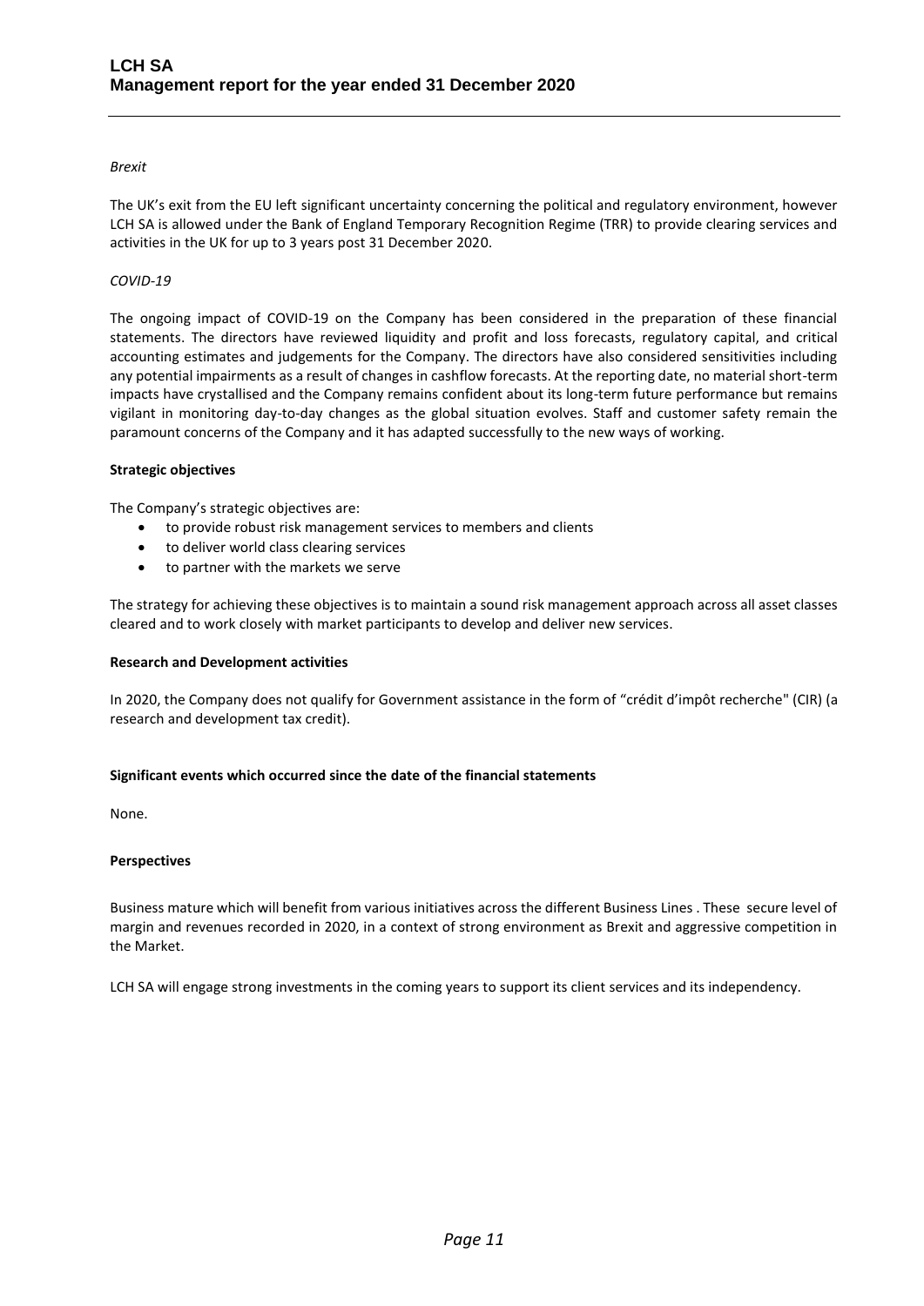*Brexit*

The UK's exit from the EU left significant uncertainty concerning the political and regulatory environment, however LCH SA is allowed under the Bank of England Temporary Recognition Regime (TRR) to provide clearing services and activities in the UK for up to 3 years post 31 December 2020.

*COVID-19*

The ongoing impact of COVID-19 on the Company has been considered in the preparation of these financial statements. The directors have reviewed liquidity and profit and loss forecasts, regulatory capital, and critical accounting estimates and judgements for the Company. The directors have also considered sensitivities including any potential impairments as a result of changes in cashflow forecasts. At the reporting date, no material short-term impacts have crystallised and the Company remains confident about its long-term future performance but remains vigilant in monitoring day-to-day changes as the global situation evolves. Staff and customer safety remain the paramount concerns of the Company and it has adapted successfully to the new ways of working.

**Strategic objectives**

The Company's strategic objectives are:

- to provide robust risk management services to members and clients
- to deliver world class clearing services
- to partner with the markets we serve

The strategy for achieving these objectives is to maintain a sound risk management approach across all asset classes cleared and to work closely with market participants to develop and deliver new services.

**Research and Development activities**

In 2020, the Company does not qualify for Government assistance in the form of "crédit d'impôt recherche" (CIR) (a research and development tax credit).

**Significant events which occurred since the date of the financial statements**

None.

**Perspectives**

Business mature which will benefit from various initiatives across the different Business Lines . These secure level of margin and revenues recorded in 2020, in a context of strong environment as Brexit and aggressive competition in the Market.

LCH SA will engage strong investments in the coming years to support its client services and its independency.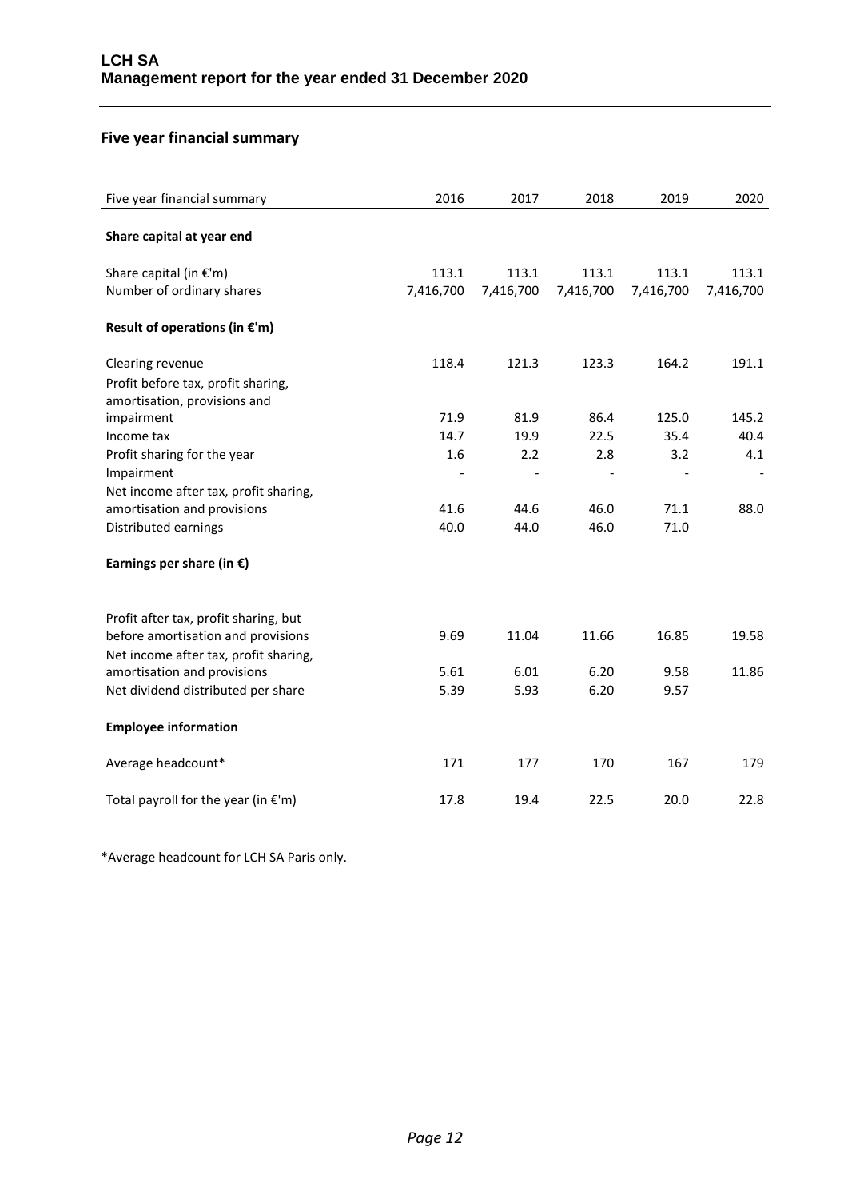## Five year financial summary

| Five year financial summary | 2016 | 2017 | 2018 | 2019 | 2020 |
|---|---|---|---|---|---|
| **Share capital at year end** | | | | | |
| Share capital (in €'m) | 113.1 | 113.1 | 113.1 | 113.1 | 113.1 |
| Number of ordinary shares | 7,416,700 | 7,416,700 | 7,416,700 | 7,416,700 | 7,416,700 |
| **Result of operations (in €'m)** | | | | | |
| Clearing revenue | 118.4 | 121.3 | 123.3 | 164.2 | 191.1 |
| Profit before tax, profit sharing, amortisation, provisions and impairment | 71.9 | 81.9 | 86.4 | 125.0 | 145.2 |
| Income tax | 14.7 | 19.9 | 22.5 | 35.4 | 40.4 |
| Profit sharing for the year | 1.6 | 2.2 | 2.8 | 3.2 | 4.1 |
| Impairment | - | - | - | - | - |
| Net income after tax, profit sharing, amortisation and provisions | 41.6 | 44.6 | 46.0 | 71.1 | 88.0 |
| Distributed earnings | 40.0 | 44.0 | 46.0 | 71.0 | |
| **Earnings per share (in €)** | | | | | |
| Profit after tax, profit sharing, but before amortisation and provisions | 9.69 | 11.04 | 11.66 | 16.85 | 19.58 |
| Net income after tax, profit sharing, amortisation and provisions | 5.61 | 6.01 | 6.20 | 9.58 | 11.86 |
| Net dividend distributed per share | 5.39 | 5.93 | 6.20 | 9.57 | |
| **Employee information** | | | | | |
| Average headcount* | 171 | 177 | 170 | 167 | 179 |
| Total payroll for the year (in €'m) | 17.8 | 19.4 | 22.5 | 20.0 | 22.8 |

*Average headcount for LCH SA Paris only.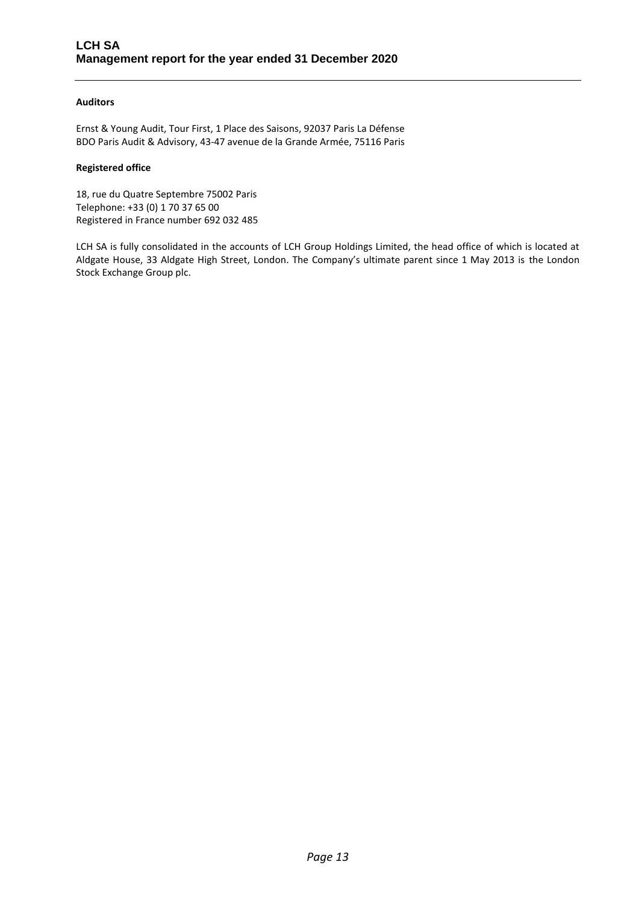**Auditors**

Ernst & Young Audit, Tour First, 1 Place des Saisons, 92037 Paris La Défense
BDO Paris Audit & Advisory, 43-47 avenue de la Grande Armée, 75116 Paris

**Registered office**

18, rue du Quatre Septembre 75002 Paris
Telephone: +33 (0) 1 70 37 65 00
Registered in France number 692 032 485

LCH SA is fully consolidated in the accounts of LCH Group Holdings Limited, the head office of which is located at Aldgate House, 33 Aldgate High Street, London. The Company's ultimate parent since 1 May 2013 is the London Stock Exchange Group plc.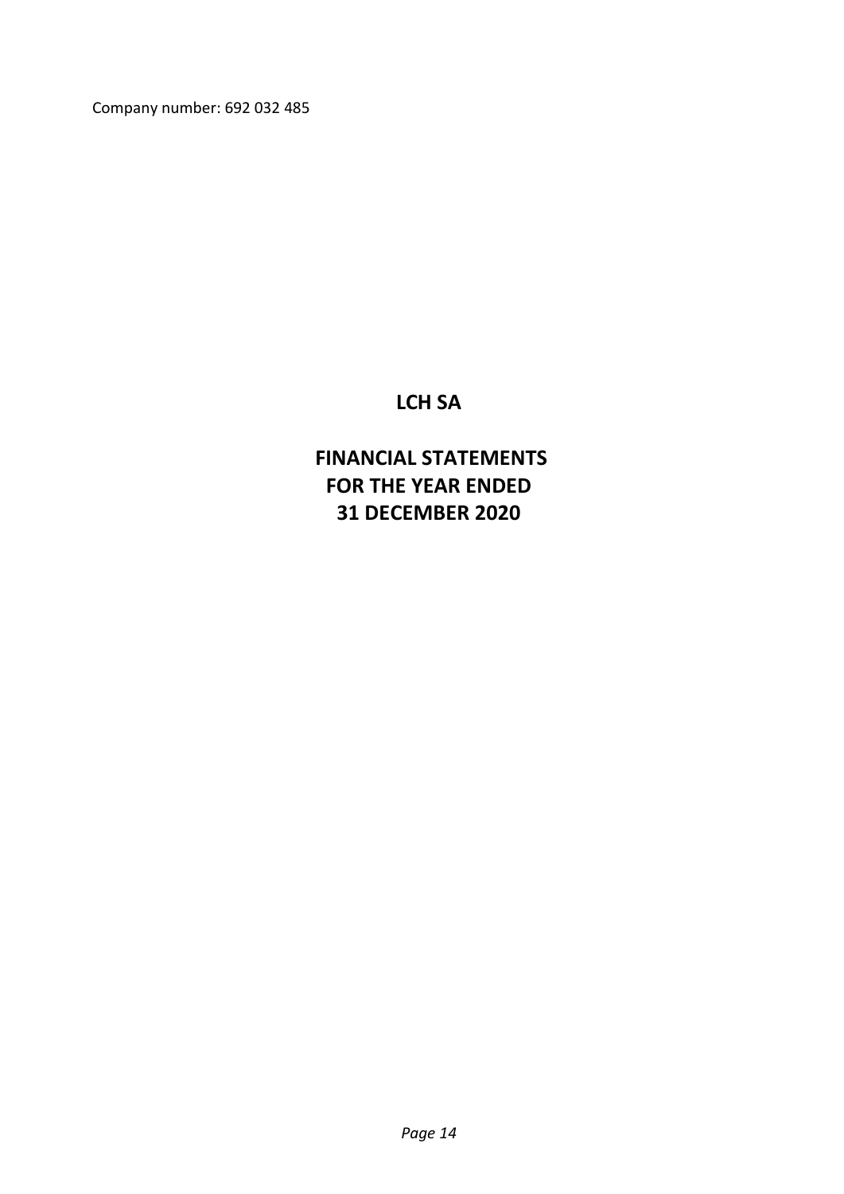Company number: 692 032 485

# LCH SA

## FINANCIAL STATEMENTS
## FOR THE YEAR ENDED
## 31 DECEMBER 2020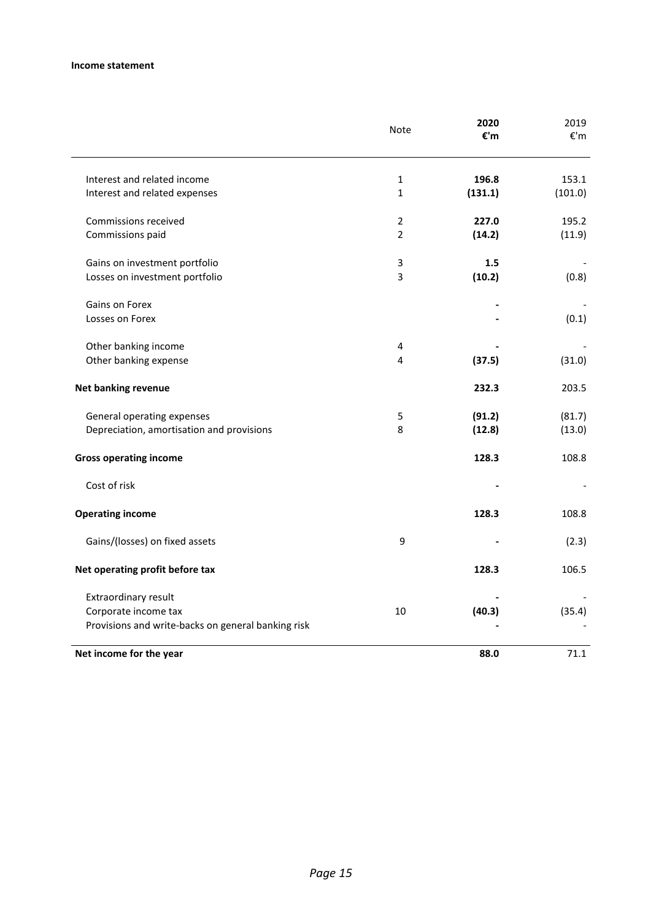**Income statement**

| | Note | **2020 €'m** | 2019 €'m |
|---|---|---|---|
| Interest and related income | 1 | **196.8** | 153.1 |
| Interest and related expenses | 1 | **(131.1)** | (101.0) |
| Commissions received | 2 | **227.0** | 195.2 |
| Commissions paid | 2 | **(14.2)** | (11.9) |
| Gains on investment portfolio | 3 | **1.5** | - |
| Losses on investment portfolio | 3 | **(10.2)** | (0.8) |
| Gains on Forex | | **-** | - |
| Losses on Forex | | **-** | (0.1) |
| Other banking income | 4 | **-** | - |
| Other banking expense | 4 | **(37.5)** | (31.0) |
| **Net banking revenue** | | **232.3** | 203.5 |
| General operating expenses | 5 | **(91.2)** | (81.7) |
| Depreciation, amortisation and provisions | 8 | **(12.8)** | (13.0) |
| **Gross operating income** | | **128.3** | 108.8 |
| Cost of risk | | **-** | - |
| **Operating income** | | **128.3** | 108.8 |
| Gains/(losses) on fixed assets | 9 | **-** | (2.3) |
| **Net operating profit before tax** | | **128.3** | 106.5 |
| Extraordinary result | | **-** | - |
| Corporate income tax | 10 | **(40.3)** | (35.4) |
| Provisions and write-backs on general banking risk | | **-** | - |
| **Net income for the year** | | **88.0** | 71.1 |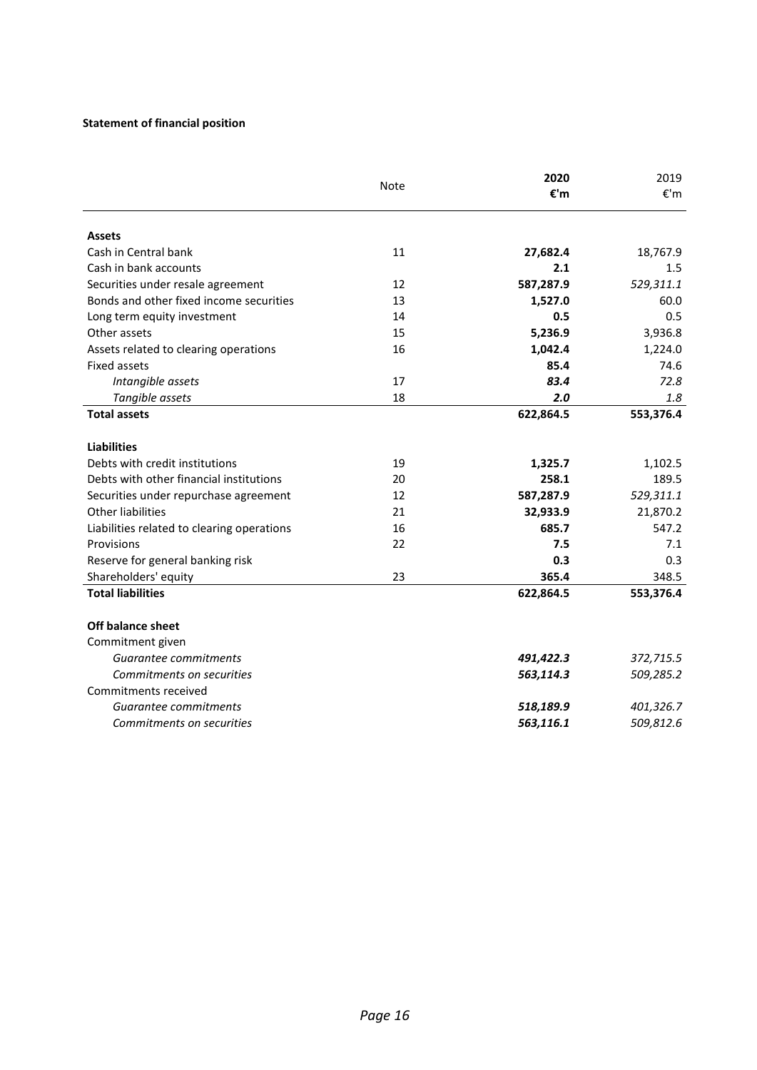**Statement of financial position**

| | Note | **2020 €'m** | 2019 €'m |
|---|---|---|---|
| **Assets** | | | |
| Cash in Central bank | 11 | **27,682.4** | 18,767.9 |
| Cash in bank accounts | | **2.1** | 1.5 |
| Securities under resale agreement | 12 | **587,287.9** | *529,311.1* |
| Bonds and other fixed income securities | 13 | **1,527.0** | 60.0 |
| Long term equity investment | 14 | **0.5** | 0.5 |
| Other assets | 15 | **5,236.9** | 3,936.8 |
| Assets related to clearing operations | 16 | **1,042.4** | 1,224.0 |
| Fixed assets | | **85.4** | 74.6 |
| *Intangible assets* | 17 | ***83.4*** | *72.8* |
| *Tangible assets* | 18 | ***2.0*** | *1.8* |
| **Total assets** | | **622,864.5** | **553,376.4** |
| **Liabilities** | | | |
| Debts with credit institutions | 19 | **1,325.7** | 1,102.5 |
| Debts with other financial institutions | 20 | **258.1** | 189.5 |
| Securities under repurchase agreement | 12 | **587,287.9** | *529,311.1* |
| Other liabilities | 21 | **32,933.9** | 21,870.2 |
| Liabilities related to clearing operations | 16 | **685.7** | 547.2 |
| Provisions | 22 | **7.5** | 7.1 |
| Reserve for general banking risk | | **0.3** | 0.3 |
| Shareholders' equity | 23 | **365.4** | 348.5 |
| **Total liabilities** | | **622,864.5** | **553,376.4** |
| **Off balance sheet** | | | |
| Commitment given | | | |
| *Guarantee commitments* | | ***491,422.3*** | *372,715.5* |
| *Commitments on securities* | | ***563,114.3*** | *509,285.2* |
| Commitments received | | | |
| *Guarantee commitments* | | ***518,189.9*** | *401,326.7* |
| *Commitments on securities* | | ***563,116.1*** | *509,812.6* |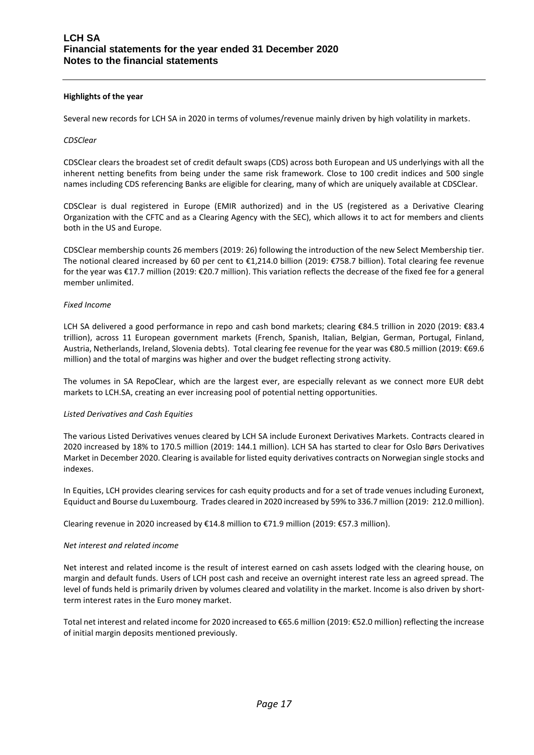**Highlights of the year**

Several new records for LCH SA in 2020 in terms of volumes/revenue mainly driven by high volatility in markets.

*CDSClear*

CDSClear clears the broadest set of credit default swaps (CDS) across both European and US underlyings with all the inherent netting benefits from being under the same risk framework. Close to 100 credit indices and 500 single names including CDS referencing Banks are eligible for clearing, many of which are uniquely available at CDSClear.

CDSClear is dual registered in Europe (EMIR authorized) and in the US (registered as a Derivative Clearing Organization with the CFTC and as a Clearing Agency with the SEC), which allows it to act for members and clients both in the US and Europe.

CDSClear membership counts 26 members (2019: 26) following the introduction of the new Select Membership tier. The notional cleared increased by 60 per cent to €1,214.0 billion (2019: €758.7 billion). Total clearing fee revenue for the year was €17.7 million (2019: €20.7 million). This variation reflects the decrease of the fixed fee for a general member unlimited.

*Fixed Income*

LCH SA delivered a good performance in repo and cash bond markets; clearing €84.5 trillion in 2020 (2019: €83.4 trillion), across 11 European government markets (French, Spanish, Italian, Belgian, German, Portugal, Finland, Austria, Netherlands, Ireland, Slovenia debts). Total clearing fee revenue for the year was €80.5 million (2019: €69.6 million) and the total of margins was higher and over the budget reflecting strong activity.

The volumes in SA RepoClear, which are the largest ever, are especially relevant as we connect more EUR debt markets to LCH.SA, creating an ever increasing pool of potential netting opportunities.

*Listed Derivatives and Cash Equities*

The various Listed Derivatives venues cleared by LCH SA include Euronext Derivatives Markets. Contracts cleared in 2020 increased by 18% to 170.5 million (2019: 144.1 million). LCH SA has started to clear for Oslo Børs Derivatives Market in December 2020. Clearing is available for listed equity derivatives contracts on Norwegian single stocks and indexes.

In Equities, LCH provides clearing services for cash equity products and for a set of trade venues including Euronext, Equiduct and Bourse du Luxembourg. Trades cleared in 2020 increased by 59% to 336.7 million (2019: 212.0 million).

Clearing revenue in 2020 increased by €14.8 million to €71.9 million (2019: €57.3 million).

*Net interest and related income*

Net interest and related income is the result of interest earned on cash assets lodged with the clearing house, on margin and default funds. Users of LCH post cash and receive an overnight interest rate less an agreed spread. The level of funds held is primarily driven by volumes cleared and volatility in the market. Income is also driven by short-term interest rates in the Euro money market.

Total net interest and related income for 2020 increased to €65.6 million (2019: €52.0 million) reflecting the increase of initial margin deposits mentioned previously.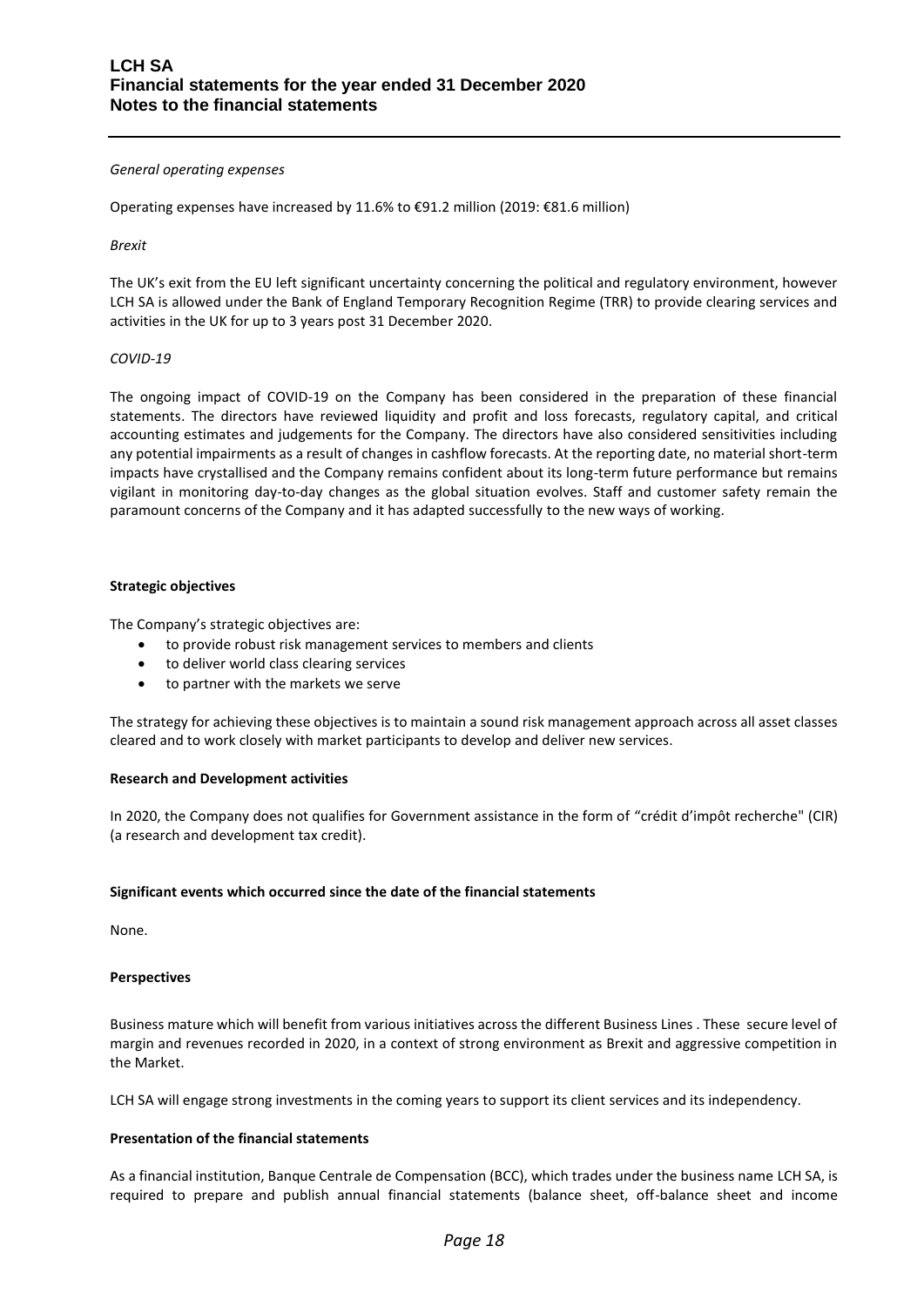*General operating expenses*

Operating expenses have increased by 11.6% to €91.2 million (2019: €81.6 million)

*Brexit*

The UK's exit from the EU left significant uncertainty concerning the political and regulatory environment, however LCH SA is allowed under the Bank of England Temporary Recognition Regime (TRR) to provide clearing services and activities in the UK for up to 3 years post 31 December 2020.

*COVID-19*

The ongoing impact of COVID-19 on the Company has been considered in the preparation of these financial statements. The directors have reviewed liquidity and profit and loss forecasts, regulatory capital, and critical accounting estimates and judgements for the Company. The directors have also considered sensitivities including any potential impairments as a result of changes in cashflow forecasts. At the reporting date, no material short-term impacts have crystallised and the Company remains confident about its long-term future performance but remains vigilant in monitoring day-to-day changes as the global situation evolves. Staff and customer safety remain the paramount concerns of the Company and it has adapted successfully to the new ways of working.

**Strategic objectives**

The Company's strategic objectives are:

- to provide robust risk management services to members and clients
- to deliver world class clearing services
- to partner with the markets we serve

The strategy for achieving these objectives is to maintain a sound risk management approach across all asset classes cleared and to work closely with market participants to develop and deliver new services.

**Research and Development activities**

In 2020, the Company does not qualifies for Government assistance in the form of "crédit d'impôt recherche" (CIR) (a research and development tax credit).

**Significant events which occurred since the date of the financial statements**

None.

**Perspectives**

Business mature which will benefit from various initiatives across the different Business Lines . These secure level of margin and revenues recorded in 2020, in a context of strong environment as Brexit and aggressive competition in the Market.

LCH SA will engage strong investments in the coming years to support its client services and its independency.

**Presentation of the financial statements**

As a financial institution, Banque Centrale de Compensation (BCC), which trades under the business name LCH SA, is required to prepare and publish annual financial statements (balance sheet, off-balance sheet and income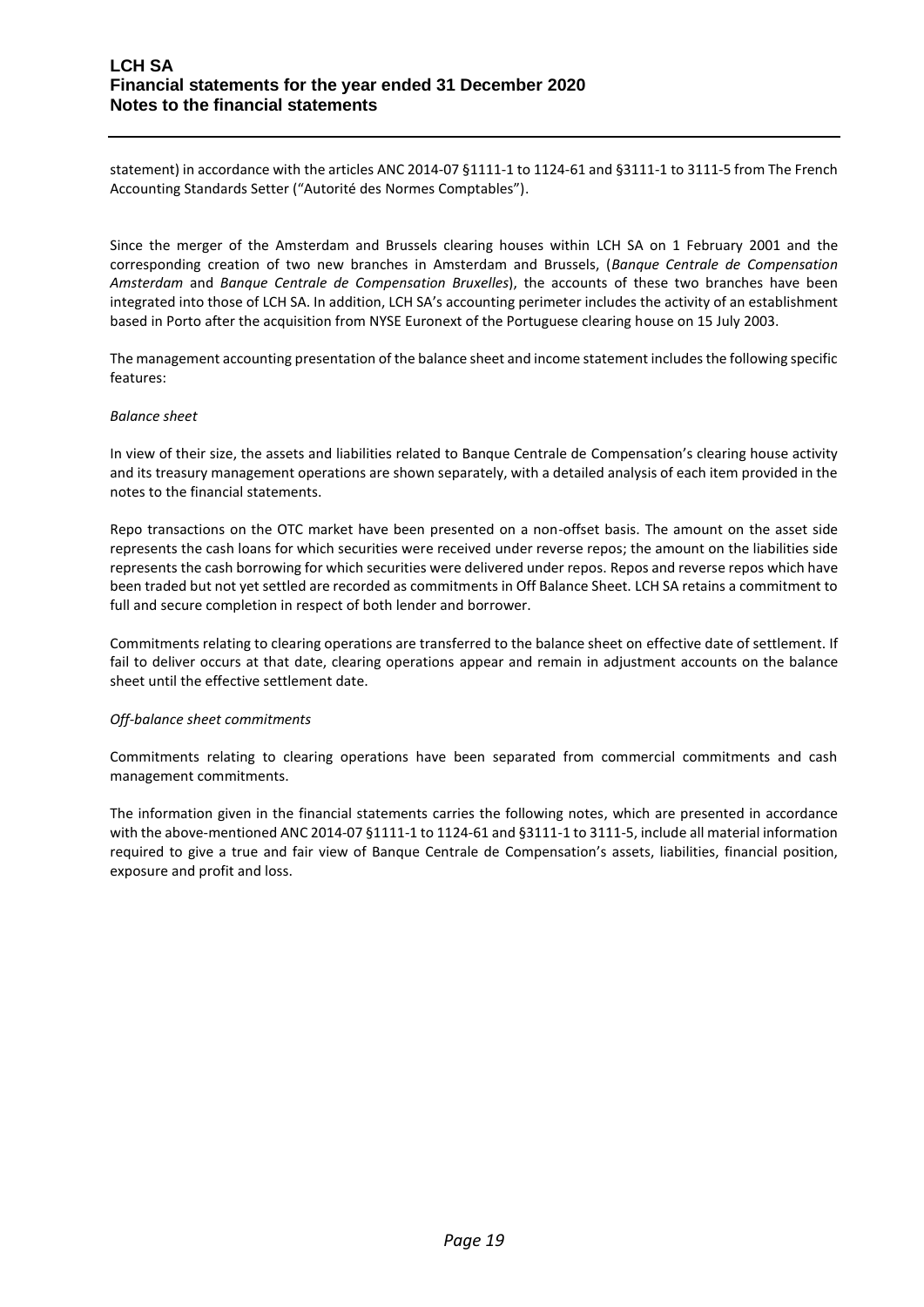statement) in accordance with the articles ANC 2014-07 §1111-1 to 1124-61 and §3111-1 to 3111-5 from The French Accounting Standards Setter ("Autorité des Normes Comptables").

Since the merger of the Amsterdam and Brussels clearing houses within LCH SA on 1 February 2001 and the corresponding creation of two new branches in Amsterdam and Brussels, (*Banque Centrale de Compensation Amsterdam* and *Banque Centrale de Compensation Bruxelles*), the accounts of these two branches have been integrated into those of LCH SA. In addition, LCH SA's accounting perimeter includes the activity of an establishment based in Porto after the acquisition from NYSE Euronext of the Portuguese clearing house on 15 July 2003.

The management accounting presentation of the balance sheet and income statement includes the following specific features:

*Balance sheet*

In view of their size, the assets and liabilities related to Banque Centrale de Compensation's clearing house activity and its treasury management operations are shown separately, with a detailed analysis of each item provided in the notes to the financial statements.

Repo transactions on the OTC market have been presented on a non-offset basis. The amount on the asset side represents the cash loans for which securities were received under reverse repos; the amount on the liabilities side represents the cash borrowing for which securities were delivered under repos. Repos and reverse repos which have been traded but not yet settled are recorded as commitments in Off Balance Sheet. LCH SA retains a commitment to full and secure completion in respect of both lender and borrower.

Commitments relating to clearing operations are transferred to the balance sheet on effective date of settlement. If fail to deliver occurs at that date, clearing operations appear and remain in adjustment accounts on the balance sheet until the effective settlement date.

*Off-balance sheet commitments*

Commitments relating to clearing operations have been separated from commercial commitments and cash management commitments.

The information given in the financial statements carries the following notes, which are presented in accordance with the above-mentioned ANC 2014-07 §1111-1 to 1124-61 and §3111-1 to 3111-5, include all material information required to give a true and fair view of Banque Centrale de Compensation's assets, liabilities, financial position, exposure and profit and loss.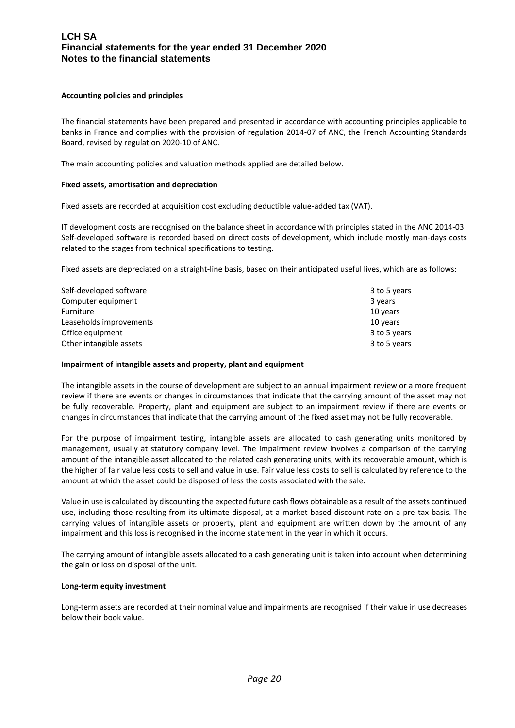**Accounting policies and principles**

The financial statements have been prepared and presented in accordance with accounting principles applicable to banks in France and complies with the provision of regulation 2014-07 of ANC, the French Accounting Standards Board, revised by regulation 2020-10 of ANC.

The main accounting policies and valuation methods applied are detailed below.

**Fixed assets, amortisation and depreciation**

Fixed assets are recorded at acquisition cost excluding deductible value-added tax (VAT).

IT development costs are recognised on the balance sheet in accordance with principles stated in the ANC 2014-03. Self-developed software is recorded based on direct costs of development, which include mostly man-days costs related to the stages from technical specifications to testing.

Fixed assets are depreciated on a straight-line basis, based on their anticipated useful lives, which are as follows:

| | |
|---|---|
| Self-developed software | 3 to 5 years |
| Computer equipment | 3 years |
| Furniture | 10 years |
| Leaseholds improvements | 10 years |
| Office equipment | 3 to 5 years |
| Other intangible assets | 3 to 5 years |

**Impairment of intangible assets and property, plant and equipment**

The intangible assets in the course of development are subject to an annual impairment review or a more frequent review if there are events or changes in circumstances that indicate that the carrying amount of the asset may not be fully recoverable. Property, plant and equipment are subject to an impairment review if there are events or changes in circumstances that indicate that the carrying amount of the fixed asset may not be fully recoverable.

For the purpose of impairment testing, intangible assets are allocated to cash generating units monitored by management, usually at statutory company level. The impairment review involves a comparison of the carrying amount of the intangible asset allocated to the related cash generating units, with its recoverable amount, which is the higher of fair value less costs to sell and value in use. Fair value less costs to sell is calculated by reference to the amount at which the asset could be disposed of less the costs associated with the sale.

Value in use is calculated by discounting the expected future cash flows obtainable as a result of the assets continued use, including those resulting from its ultimate disposal, at a market based discount rate on a pre-tax basis. The carrying values of intangible assets or property, plant and equipment are written down by the amount of any impairment and this loss is recognised in the income statement in the year in which it occurs.

The carrying amount of intangible assets allocated to a cash generating unit is taken into account when determining the gain or loss on disposal of the unit.

**Long-term equity investment**

Long-term assets are recorded at their nominal value and impairments are recognised if their value in use decreases below their book value.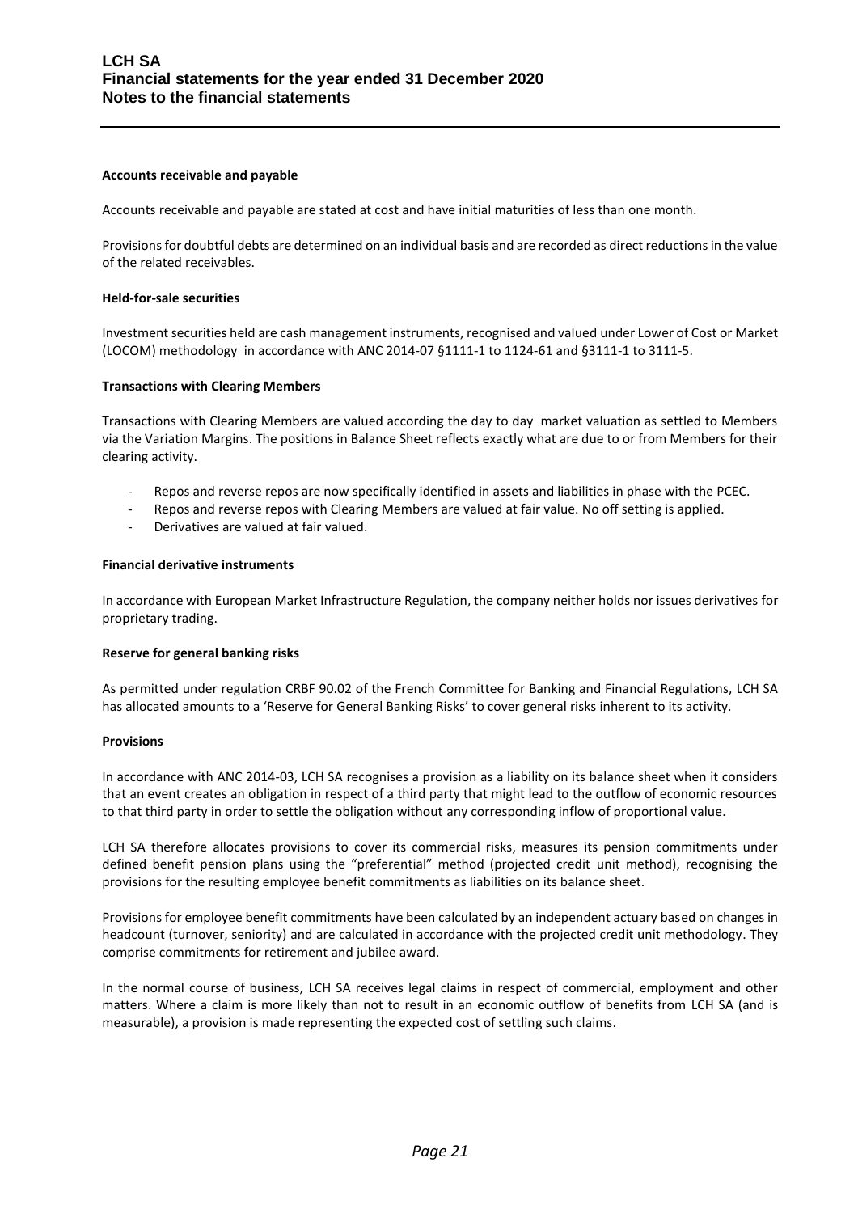**Accounts receivable and payable**

Accounts receivable and payable are stated at cost and have initial maturities of less than one month.

Provisions for doubtful debts are determined on an individual basis and are recorded as direct reductions in the value of the related receivables.

**Held-for-sale securities**

Investment securities held are cash management instruments, recognised and valued under Lower of Cost or Market (LOCOM) methodology in accordance with ANC 2014-07 §1111-1 to 1124-61 and §3111-1 to 3111-5.

**Transactions with Clearing Members**

Transactions with Clearing Members are valued according the day to day market valuation as settled to Members via the Variation Margins. The positions in Balance Sheet reflects exactly what are due to or from Members for their clearing activity.

- Repos and reverse repos are now specifically identified in assets and liabilities in phase with the PCEC.
- Repos and reverse repos with Clearing Members are valued at fair value. No off setting is applied.
- Derivatives are valued at fair valued.

**Financial derivative instruments**

In accordance with European Market Infrastructure Regulation, the company neither holds nor issues derivatives for proprietary trading.

**Reserve for general banking risks**

As permitted under regulation CRBF 90.02 of the French Committee for Banking and Financial Regulations, LCH SA has allocated amounts to a 'Reserve for General Banking Risks' to cover general risks inherent to its activity.

**Provisions**

In accordance with ANC 2014-03, LCH SA recognises a provision as a liability on its balance sheet when it considers that an event creates an obligation in respect of a third party that might lead to the outflow of economic resources to that third party in order to settle the obligation without any corresponding inflow of proportional value.

LCH SA therefore allocates provisions to cover its commercial risks, measures its pension commitments under defined benefit pension plans using the "preferential" method (projected credit unit method), recognising the provisions for the resulting employee benefit commitments as liabilities on its balance sheet.

Provisions for employee benefit commitments have been calculated by an independent actuary based on changes in headcount (turnover, seniority) and are calculated in accordance with the projected credit unit methodology. They comprise commitments for retirement and jubilee award.

In the normal course of business, LCH SA receives legal claims in respect of commercial, employment and other matters. Where a claim is more likely than not to result in an economic outflow of benefits from LCH SA (and is measurable), a provision is made representing the expected cost of settling such claims.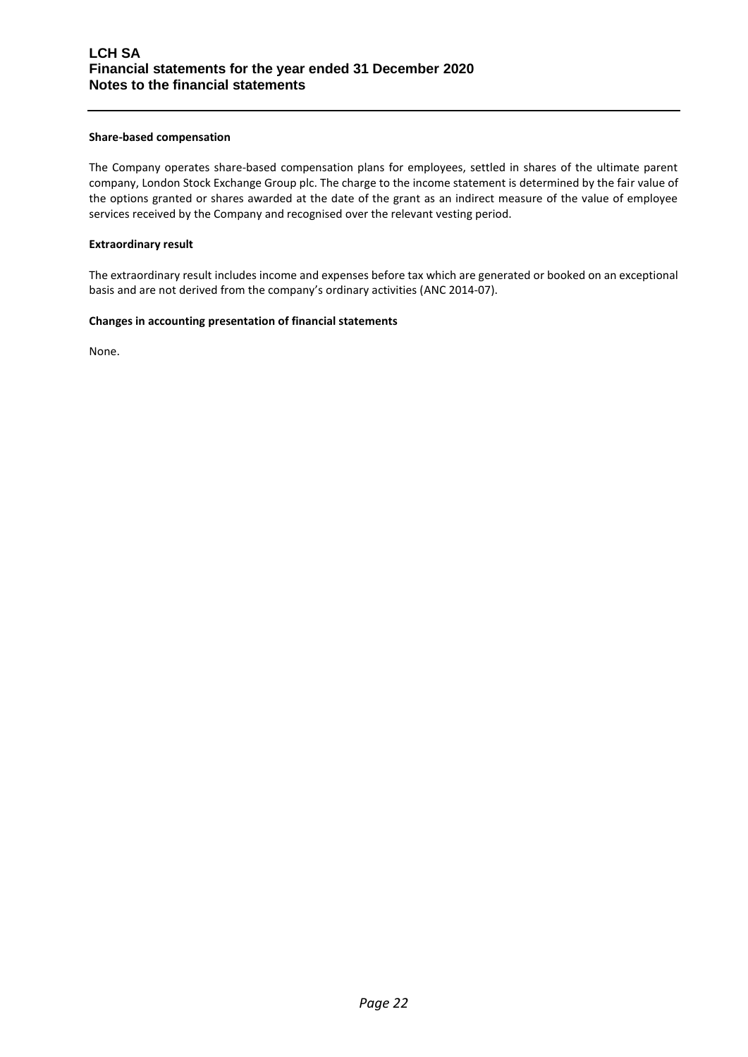**Share-based compensation**

The Company operates share-based compensation plans for employees, settled in shares of the ultimate parent company, London Stock Exchange Group plc. The charge to the income statement is determined by the fair value of the options granted or shares awarded at the date of the grant as an indirect measure of the value of employee services received by the Company and recognised over the relevant vesting period.

**Extraordinary result**

The extraordinary result includes income and expenses before tax which are generated or booked on an exceptional basis and are not derived from the company's ordinary activities (ANC 2014-07).

**Changes in accounting presentation of financial statements**

None.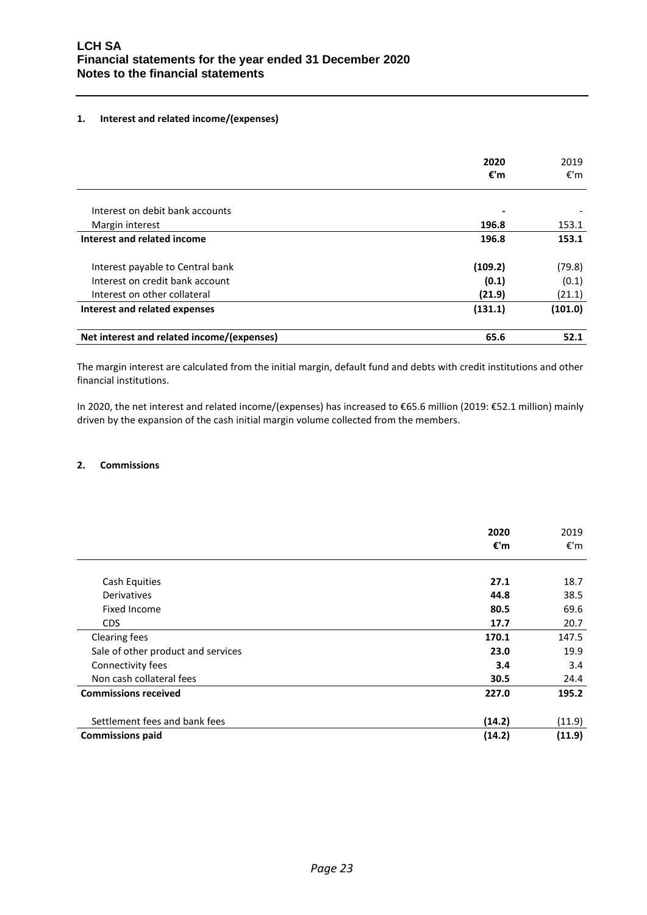### 1. Interest and related income/(expenses)

| | 2020 €'m | 2019 €'m |
|---|---|---|
| Interest on debit bank accounts | - | - |
| Margin interest | **196.8** | 153.1 |
| **Interest and related income** | **196.8** | **153.1** |
| Interest payable to Central bank | **(109.2)** | (79.8) |
| Interest on credit bank account | **(0.1)** | (0.1) |
| Interest on other collateral | **(21.9)** | (21.1) |
| **Interest and related expenses** | **(131.1)** | **(101.0)** |
| **Net interest and related income/(expenses)** | **65.6** | **52.1** |

The margin interest are calculated from the initial margin, default fund and debts with credit institutions and other financial institutions.

In 2020, the net interest and related income/(expenses) has increased to €65.6 million (2019: €52.1 million) mainly driven by the expansion of the cash initial margin volume collected from the members.

### 2. Commissions

| | 2020 €'m | 2019 €'m |
|---|---|---|
| Cash Equities | **27.1** | 18.7 |
| Derivatives | **44.8** | 38.5 |
| Fixed Income | **80.5** | 69.6 |
| CDS | **17.7** | 20.7 |
| Clearing fees | **170.1** | 147.5 |
| Sale of other product and services | **23.0** | 19.9 |
| Connectivity fees | **3.4** | 3.4 |
| Non cash collateral fees | **30.5** | 24.4 |
| **Commissions received** | **227.0** | **195.2** |
| Settlement fees and bank fees | **(14.2)** | (11.9) |
| **Commissions paid** | **(14.2)** | **(11.9)** |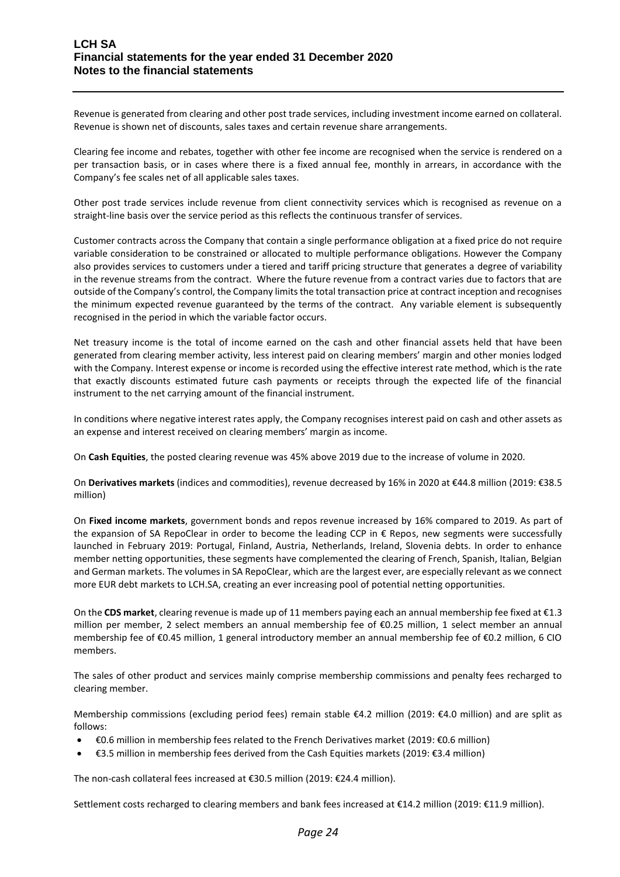Revenue is generated from clearing and other post trade services, including investment income earned on collateral. Revenue is shown net of discounts, sales taxes and certain revenue share arrangements.

Clearing fee income and rebates, together with other fee income are recognised when the service is rendered on a per transaction basis, or in cases where there is a fixed annual fee, monthly in arrears, in accordance with the Company's fee scales net of all applicable sales taxes.

Other post trade services include revenue from client connectivity services which is recognised as revenue on a straight-line basis over the service period as this reflects the continuous transfer of services.

Customer contracts across the Company that contain a single performance obligation at a fixed price do not require variable consideration to be constrained or allocated to multiple performance obligations. However the Company also provides services to customers under a tiered and tariff pricing structure that generates a degree of variability in the revenue streams from the contract. Where the future revenue from a contract varies due to factors that are outside of the Company's control, the Company limits the total transaction price at contract inception and recognises the minimum expected revenue guaranteed by the terms of the contract. Any variable element is subsequently recognised in the period in which the variable factor occurs.

Net treasury income is the total of income earned on the cash and other financial assets held that have been generated from clearing member activity, less interest paid on clearing members' margin and other monies lodged with the Company. Interest expense or income is recorded using the effective interest rate method, which is the rate that exactly discounts estimated future cash payments or receipts through the expected life of the financial instrument to the net carrying amount of the financial instrument.

In conditions where negative interest rates apply, the Company recognises interest paid on cash and other assets as an expense and interest received on clearing members' margin as income.

On **Cash Equities**, the posted clearing revenue was 45% above 2019 due to the increase of volume in 2020.

On **Derivatives markets** (indices and commodities), revenue decreased by 16% in 2020 at €44.8 million (2019: €38.5 million)

On **Fixed income markets**, government bonds and repos revenue increased by 16% compared to 2019. As part of the expansion of SA RepoClear in order to become the leading CCP in € Repos, new segments were successfully launched in February 2019: Portugal, Finland, Austria, Netherlands, Ireland, Slovenia debts. In order to enhance member netting opportunities, these segments have complemented the clearing of French, Spanish, Italian, Belgian and German markets. The volumes in SA RepoClear, which are the largest ever, are especially relevant as we connect more EUR debt markets to LCH.SA, creating an ever increasing pool of potential netting opportunities.

On the **CDS market**, clearing revenue is made up of 11 members paying each an annual membership fee fixed at €1.3 million per member, 2 select members an annual membership fee of €0.25 million, 1 select member an annual membership fee of €0.45 million, 1 general introductory member an annual membership fee of €0.2 million, 6 CIO members.

The sales of other product and services mainly comprise membership commissions and penalty fees recharged to clearing member.

Membership commissions (excluding period fees) remain stable €4.2 million (2019: €4.0 million) and are split as follows:

- €0.6 million in membership fees related to the French Derivatives market (2019: €0.6 million)
- €3.5 million in membership fees derived from the Cash Equities markets (2019: €3.4 million)

The non-cash collateral fees increased at €30.5 million (2019: €24.4 million).

Settlement costs recharged to clearing members and bank fees increased at €14.2 million (2019: €11.9 million).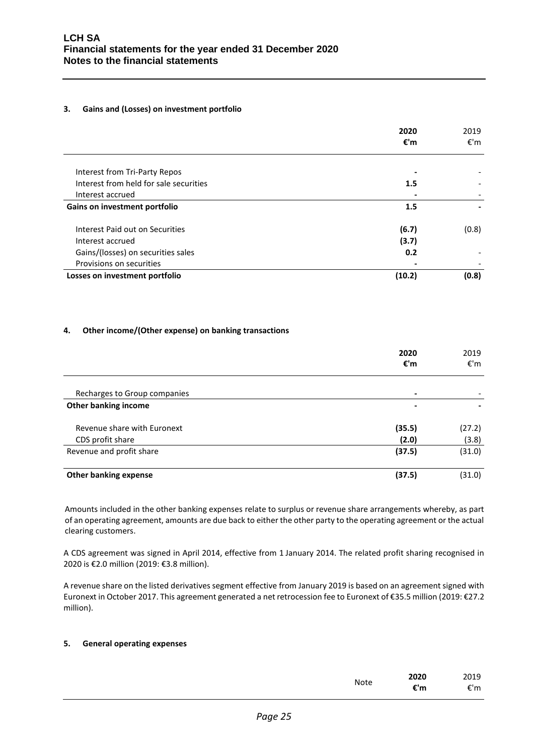### 3. Gains and (Losses) on investment portfolio

| | 2020 €'m | 2019 €'m |
|---|---|---|
| Interest from Tri-Party Repos | - | - |
| Interest from held for sale securities | 1.5 | - |
| Interest accrued | - | - |
| **Gains on investment portfolio** | **1.5** | **-** |
| Interest Paid out on Securities | (6.7) | (0.8) |
| Interest accrued | (3.7) | |
| Gains/(losses) on securities sales | 0.2 | - |
| Provisions on securities | - | - |
| **Losses on investment portfolio** | **(10.2)** | **(0.8)** |

### 4. Other income/(Other expense) on banking transactions

| | 2020 €'m | 2019 €'m |
|---|---|---|
| Recharges to Group companies | - | - |
| **Other banking income** | **-** | **-** |
| Revenue share with Euronext | (35.5) | (27.2) |
| CDS profit share | (2.0) | (3.8) |
| Revenue and profit share | (37.5) | (31.0) |
| **Other banking expense** | **(37.5)** | (31.0) |

Amounts included in the other banking expenses relate to surplus or revenue share arrangements whereby, as part of an operating agreement, amounts are due back to either the other party to the operating agreement or the actual clearing customers.

A CDS agreement was signed in April 2014, effective from 1 January 2014. The related profit sharing recognised in 2020 is €2.0 million (2019: €3.8 million).

A revenue share on the listed derivatives segment effective from January 2019 is based on an agreement signed with Euronext in October 2017. This agreement generated a net retrocession fee to Euronext of €35.5 million (2019: €27.2 million).

### 5. General operating expenses

| | Note | 2020 €'m | 2019 €'m |
|---|---|---|---|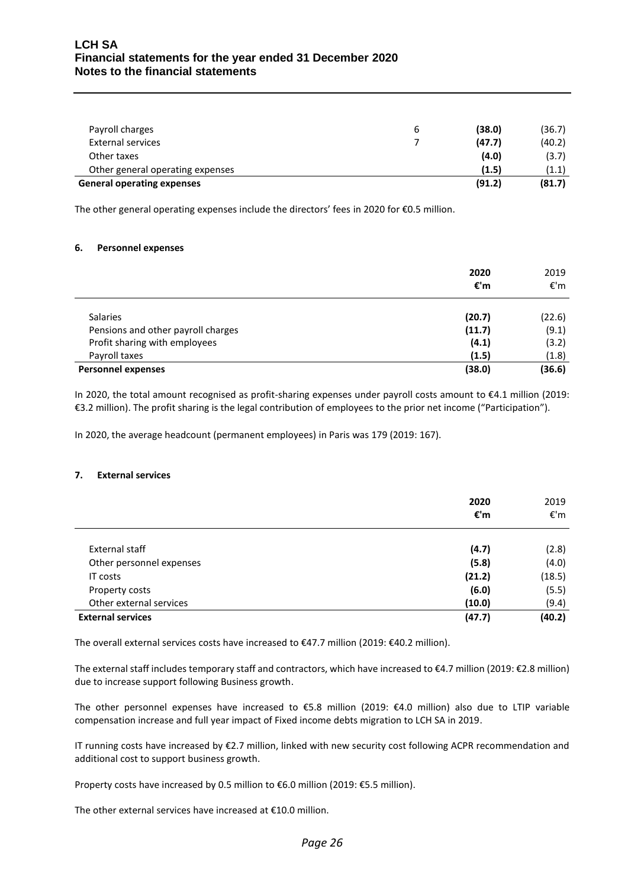| | | | |
|---|---|---|---|
| Payroll charges | 6 | **(38.0)** | (36.7) |
| External services | 7 | **(47.7)** | (40.2) |
| Other taxes | | **(4.0)** | (3.7) |
| Other general operating expenses | | **(1.5)** | (1.1) |
| **General operating expenses** | | **(91.2)** | **(81.7)** |

The other general operating expenses include the directors' fees in 2020 for €0.5 million.

#### 6. Personnel expenses

| | 2020 €'m | 2019 €'m |
|---|---|---|
| Salaries | **(20.7)** | (22.6) |
| Pensions and other payroll charges | **(11.7)** | (9.1) |
| Profit sharing with employees | **(4.1)** | (3.2) |
| Payroll taxes | **(1.5)** | (1.8) |
| **Personnel expenses** | **(38.0)** | **(36.6)** |

In 2020, the total amount recognised as profit-sharing expenses under payroll costs amount to €4.1 million (2019: €3.2 million). The profit sharing is the legal contribution of employees to the prior net income ("Participation").

In 2020, the average headcount (permanent employees) in Paris was 179 (2019: 167).

#### 7. External services

| | 2020 €'m | 2019 €'m |
|---|---|---|
| External staff | **(4.7)** | (2.8) |
| Other personnel expenses | **(5.8)** | (4.0) |
| IT costs | **(21.2)** | (18.5) |
| Property costs | **(6.0)** | (5.5) |
| Other external services | **(10.0)** | (9.4) |
| **External services** | **(47.7)** | **(40.2)** |

The overall external services costs have increased to €47.7 million (2019: €40.2 million).

The external staff includes temporary staff and contractors, which have increased to €4.7 million (2019: €2.8 million) due to increase support following Business growth.

The other personnel expenses have increased to €5.8 million (2019: €4.0 million) also due to LTIP variable compensation increase and full year impact of Fixed income debts migration to LCH SA in 2019.

IT running costs have increased by €2.7 million, linked with new security cost following ACPR recommendation and additional cost to support business growth.

Property costs have increased by 0.5 million to €6.0 million (2019: €5.5 million).

The other external services have increased at €10.0 million.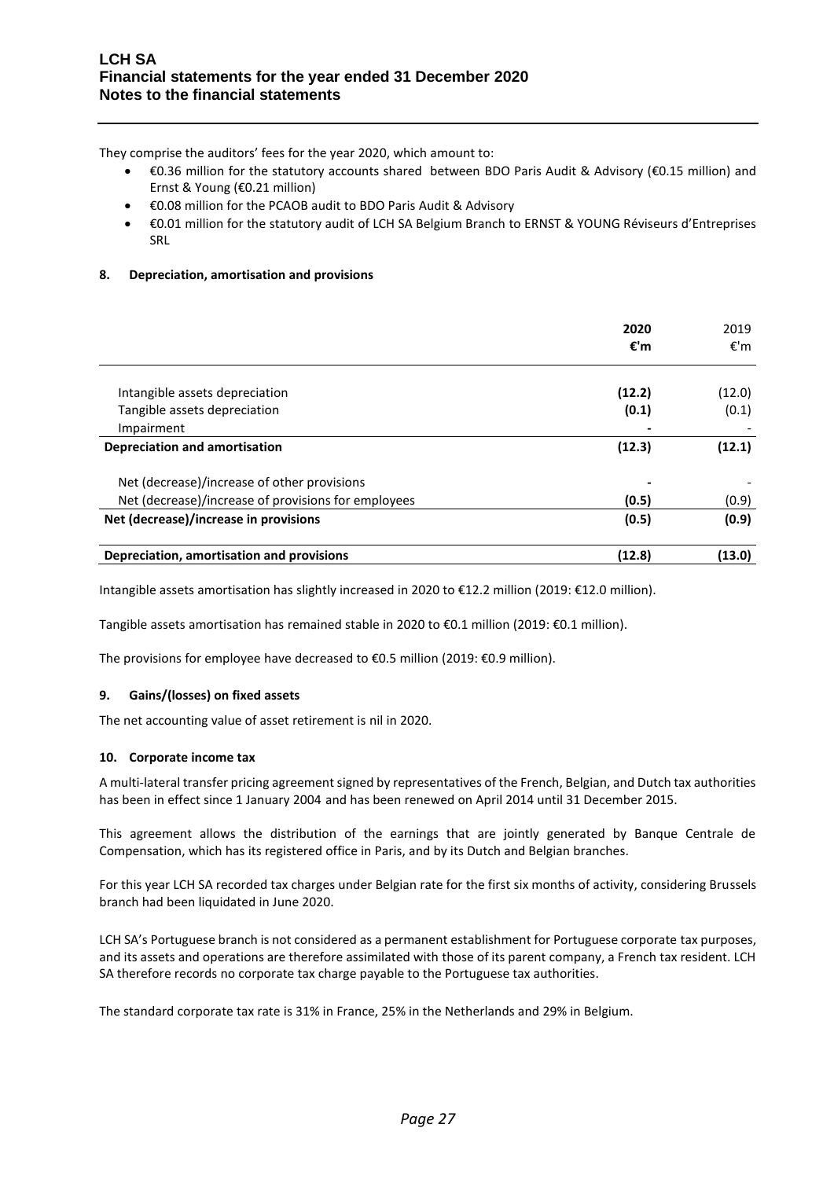They comprise the auditors' fees for the year 2020, which amount to:

- €0.36 million for the statutory accounts shared between BDO Paris Audit & Advisory (€0.15 million) and Ernst & Young (€0.21 million)
- €0.08 million for the PCAOB audit to BDO Paris Audit & Advisory
- €0.01 million for the statutory audit of LCH SA Belgium Branch to ERNST & YOUNG Réviseurs d'Entreprises SRL

### 8. Depreciation, amortisation and provisions

| | **2020** | 2019 |
|---|---|---|
| | **€'m** | €'m |
| Intangible assets depreciation | **(12.2)** | (12.0) |
| Tangible assets depreciation | **(0.1)** | (0.1) |
| Impairment | **-** | - |
| **Depreciation and amortisation** | **(12.3)** | **(12.1)** |
| Net (decrease)/increase of other provisions | **-** | - |
| Net (decrease)/increase of provisions for employees | **(0.5)** | (0.9) |
| **Net (decrease)/increase in provisions** | **(0.5)** | **(0.9)** |
| **Depreciation, amortisation and provisions** | **(12.8)** | **(13.0)** |

Intangible assets amortisation has slightly increased in 2020 to €12.2 million (2019: €12.0 million).

Tangible assets amortisation has remained stable in 2020 to €0.1 million (2019: €0.1 million).

The provisions for employee have decreased to €0.5 million (2019: €0.9 million).

### 9. Gains/(losses) on fixed assets

The net accounting value of asset retirement is nil in 2020.

### 10. Corporate income tax

A multi-lateral transfer pricing agreement signed by representatives of the French, Belgian, and Dutch tax authorities has been in effect since 1 January 2004 and has been renewed on April 2014 until 31 December 2015.

This agreement allows the distribution of the earnings that are jointly generated by Banque Centrale de Compensation, which has its registered office in Paris, and by its Dutch and Belgian branches.

For this year LCH SA recorded tax charges under Belgian rate for the first six months of activity, considering Brussels branch had been liquidated in June 2020.

LCH SA's Portuguese branch is not considered as a permanent establishment for Portuguese corporate tax purposes, and its assets and operations are therefore assimilated with those of its parent company, a French tax resident. LCH SA therefore records no corporate tax charge payable to the Portuguese tax authorities.

The standard corporate tax rate is 31% in France, 25% in the Netherlands and 29% in Belgium.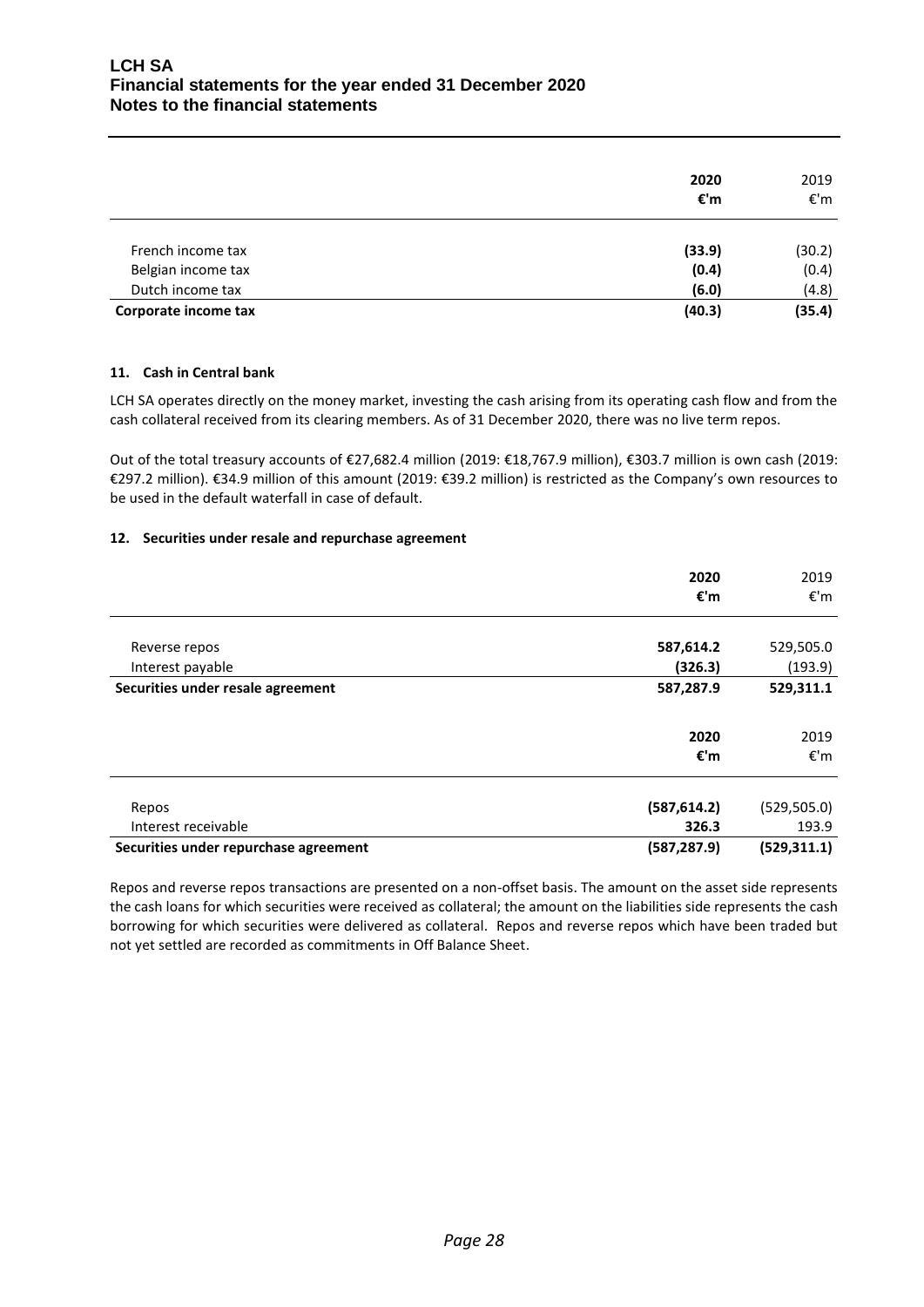| | 2020 €'m | 2019 €'m |
|---|---|---|
| French income tax | **(33.9)** | (30.2) |
| Belgian income tax | **(0.4)** | (0.4) |
| Dutch income tax | **(6.0)** | (4.8) |
| **Corporate income tax** | **(40.3)** | **(35.4)** |

**11. Cash in Central bank**

LCH SA operates directly on the money market, investing the cash arising from its operating cash flow and from the cash collateral received from its clearing members. As of 31 December 2020, there was no live term repos.

Out of the total treasury accounts of €27,682.4 million (2019: €18,767.9 million), €303.7 million is own cash (2019: €297.2 million). €34.9 million of this amount (2019: €39.2 million) is restricted as the Company's own resources to be used in the default waterfall in case of default.

**12. Securities under resale and repurchase agreement**

| | 2020 €'m | 2019 €'m |
|---|---|---|
| Reverse repos | **587,614.2** | 529,505.0 |
| Interest payable | **(326.3)** | (193.9) |
| **Securities under resale agreement** | **587,287.9** | **529,311.1** |

| | 2020 €'m | 2019 €'m |
|---|---|---|
| Repos | **(587,614.2)** | (529,505.0) |
| Interest receivable | **326.3** | 193.9 |
| **Securities under repurchase agreement** | **(587,287.9)** | **(529,311.1)** |

Repos and reverse repos transactions are presented on a non-offset basis. The amount on the asset side represents the cash loans for which securities were received as collateral; the amount on the liabilities side represents the cash borrowing for which securities were delivered as collateral. Repos and reverse repos which have been traded but not yet settled are recorded as commitments in Off Balance Sheet.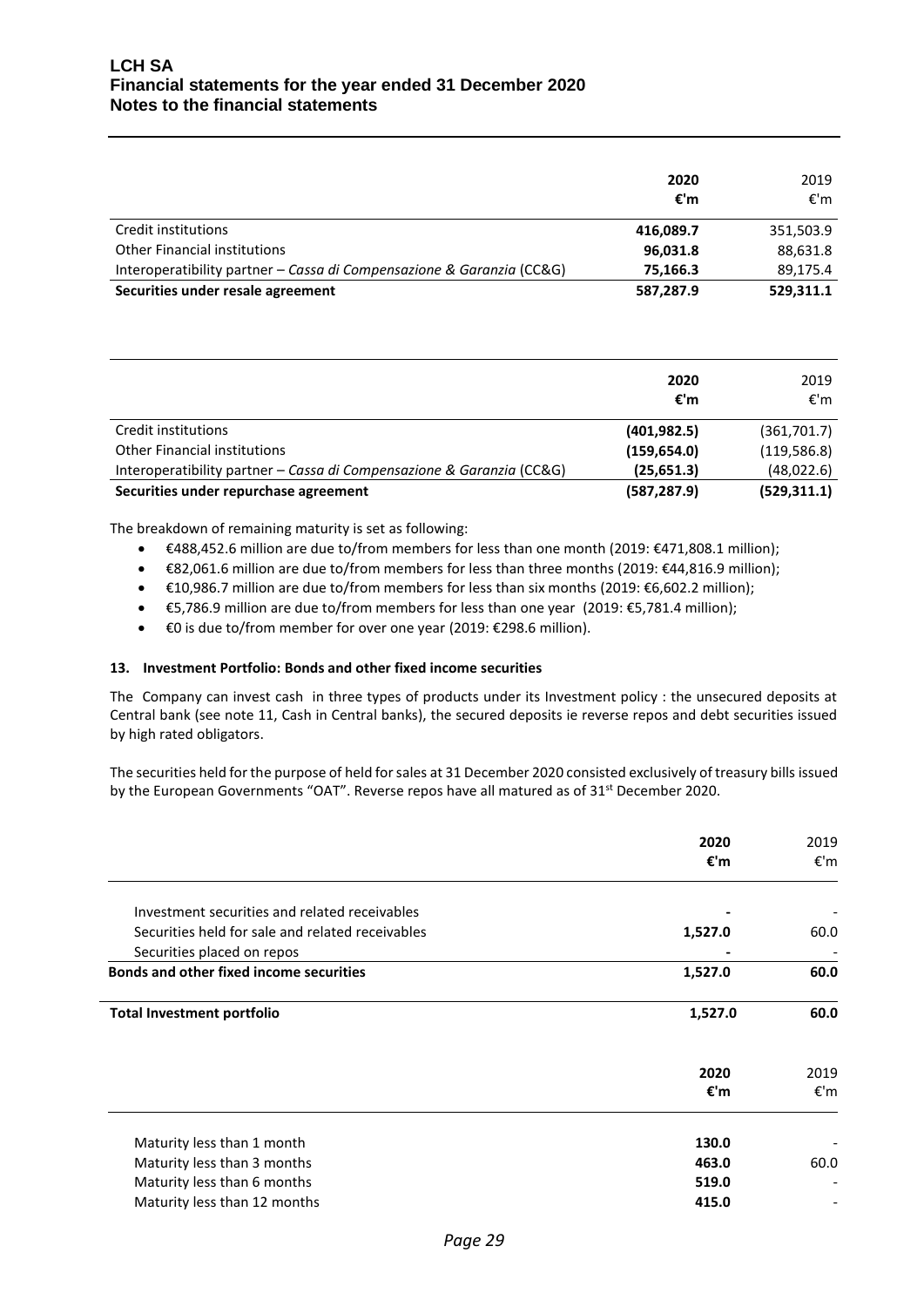| | 2020 €'m | 2019 €'m |
|---|---|---|
| Credit institutions | **416,089.7** | 351,503.9 |
| Other Financial institutions | **96,031.8** | 88,631.8 |
| Interoperatibility partner – *Cassa di Compensazione & Garanzia* (CC&G) | **75,166.3** | 89,175.4 |
| **Securities under resale agreement** | **587,287.9** | **529,311.1** |

| | 2020 €'m | 2019 €'m |
|---|---|---|
| Credit institutions | **(401,982.5)** | (361,701.7) |
| Other Financial institutions | **(159,654.0)** | (119,586.8) |
| Interoperatibility partner – *Cassa di Compensazione & Garanzia* (CC&G) | **(25,651.3)** | (48,022.6) |
| **Securities under repurchase agreement** | **(587,287.9)** | **(529,311.1)** |

The breakdown of remaining maturity is set as following:

- €488,452.6 million are due to/from members for less than one month (2019: €471,808.1 million);
- €82,061.6 million are due to/from members for less than three months (2019: €44,816.9 million);
- €10,986.7 million are due to/from members for less than six months (2019: €6,602.2 million);
- €5,786.9 million are due to/from members for less than one year (2019: €5,781.4 million);
- €0 is due to/from member for over one year (2019: €298.6 million).

#### 13. Investment Portfolio: Bonds and other fixed income securities

The Company can invest cash in three types of products under its Investment policy : the unsecured deposits at Central bank (see note 11, Cash in Central banks), the secured deposits ie reverse repos and debt securities issued by high rated obligators.

The securities held for the purpose of held for sales at 31 December 2020 consisted exclusively of treasury bills issued by the European Governments "OAT". Reverse repos have all matured as of 31st December 2020.

| | 2020 €'m | 2019 €'m |
|---|---|---|
| Investment securities and related receivables | **-** | - |
| Securities held for sale and related receivables | **1,527.0** | 60.0 |
| Securities placed on repos | **-** | - |
| **Bonds and other fixed income securities** | **1,527.0** | **60.0** |
| **Total Investment portfolio** | **1,527.0** | **60.0** |

| | 2020 €'m | 2019 €'m |
|---|---|---|
| Maturity less than 1 month | **130.0** | - |
| Maturity less than 3 months | **463.0** | 60.0 |
| Maturity less than 6 months | **519.0** | - |
| Maturity less than 12 months | **415.0** | - |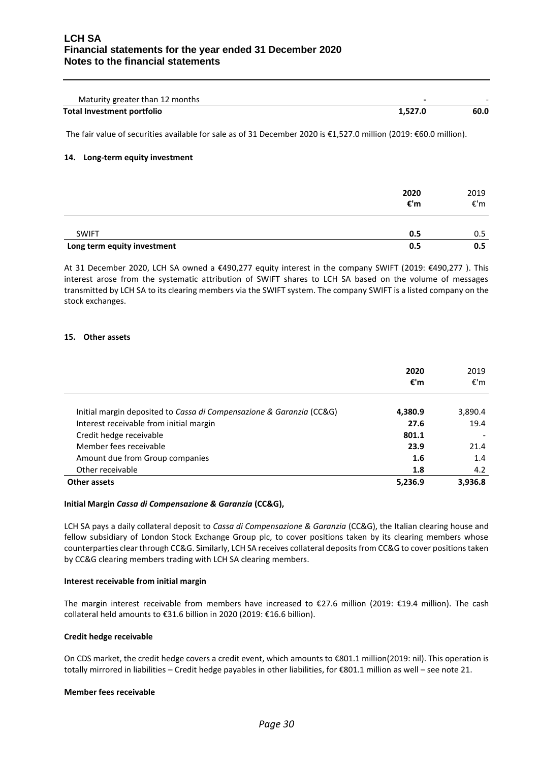| | | |
|---|---|---|
| Maturity greater than 12 months | - | - |
| **Total Investment portfolio** | **1,527.0** | **60.0** |

The fair value of securities available for sale as of 31 December 2020 is €1,527.0 million (2019: €60.0 million).

#### 14. Long-term equity investment

| | 2020 €'m | 2019 €'m |
|---|---|---|
| SWIFT | **0.5** | 0.5 |
| **Long term equity investment** | **0.5** | **0.5** |

At 31 December 2020, LCH SA owned a €490,277 equity interest in the company SWIFT (2019: €490,277 ). This interest arose from the systematic attribution of SWIFT shares to LCH SA based on the volume of messages transmitted by LCH SA to its clearing members via the SWIFT system. The company SWIFT is a listed company on the stock exchanges.

#### 15. Other assets

| | 2020 €'m | 2019 €'m |
|---|---|---|
| Initial margin deposited to *Cassa di Compensazione & Garanzia* (CC&G) | **4,380.9** | 3,890.4 |
| Interest receivable from initial margin | **27.6** | 19.4 |
| Credit hedge receivable | **801.1** | - |
| Member fees receivable | **23.9** | 21.4 |
| Amount due from Group companies | **1.6** | 1.4 |
| Other receivable | **1.8** | 4.2 |
| **Other assets** | **5,236.9** | **3,936.8** |

**Initial Margin *Cassa di Compensazione & Garanzia* (CC&G),**

LCH SA pays a daily collateral deposit to *Cassa di Compensazione & Garanzia* (CC&G), the Italian clearing house and fellow subsidiary of London Stock Exchange Group plc, to cover positions taken by its clearing members whose counterparties clear through CC&G. Similarly, LCH SA receives collateral deposits from CC&G to cover positions taken by CC&G clearing members trading with LCH SA clearing members.

**Interest receivable from initial margin**

The margin interest receivable from members have increased to €27.6 million (2019: €19.4 million). The cash collateral held amounts to €31.6 billion in 2020 (2019: €16.6 billion).

**Credit hedge receivable**

On CDS market, the credit hedge covers a credit event, which amounts to €801.1 million(2019: nil). This operation is totally mirrored in liabilities – Credit hedge payables in other liabilities, for €801.1 million as well – see note 21.

**Member fees receivable**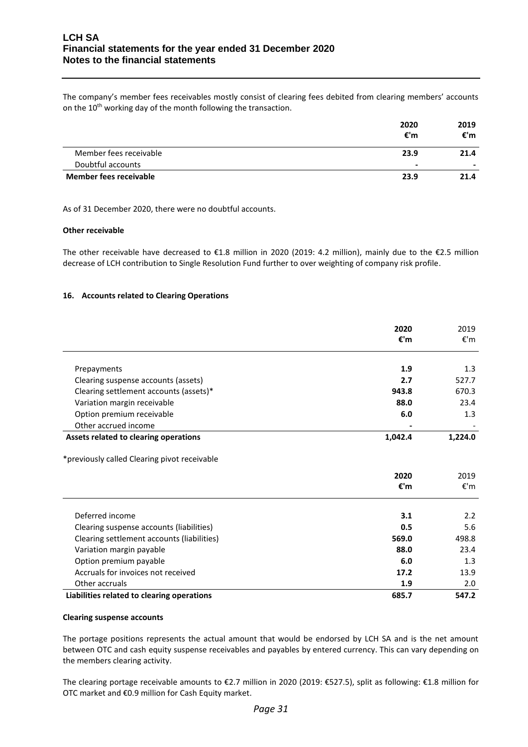The company's member fees receivables mostly consist of clearing fees debited from clearing members' accounts on the 10th working day of the month following the transaction.

| | 2020<br>€'m | 2019<br>€'m |
|---|---|---|
| Member fees receivable | **23.9** | **21.4** |
| Doubtful accounts | **-** | **-** |
| **Member fees receivable** | **23.9** | **21.4** |

As of 31 December 2020, there were no doubtful accounts.

**Other receivable**

The other receivable have decreased to €1.8 million in 2020 (2019: 4.2 million), mainly due to the €2.5 million decrease of LCH contribution to Single Resolution Fund further to over weighting of company risk profile.

### 16. Accounts related to Clearing Operations

| | 2020<br>€'m | 2019<br>€'m |
|---|---|---|
| Prepayments | **1.9** | 1.3 |
| Clearing suspense accounts (assets) | **2.7** | 527.7 |
| Clearing settlement accounts (assets)* | **943.8** | 670.3 |
| Variation margin receivable | **88.0** | 23.4 |
| Option premium receivable | **6.0** | 1.3 |
| Other accrued income | **-** | - |
| **Assets related to clearing operations** | **1,042.4** | **1,224.0** |

*previously called Clearing pivot receivable

| | 2020<br>€'m | 2019<br>€'m |
|---|---|---|
| Deferred income | **3.1** | 2.2 |
| Clearing suspense accounts (liabilities) | **0.5** | 5.6 |
| Clearing settlement accounts (liabilities) | **569.0** | 498.8 |
| Variation margin payable | **88.0** | 23.4 |
| Option premium payable | **6.0** | 1.3 |
| Accruals for invoices not received | **17.2** | 13.9 |
| Other accruals | **1.9** | 2.0 |
| **Liabilities related to clearing operations** | **685.7** | **547.2** |

**Clearing suspense accounts**

The portage positions represents the actual amount that would be endorsed by LCH SA and is the net amount between OTC and cash equity suspense receivables and payables by entered currency. This can vary depending on the members clearing activity.

The clearing portage receivable amounts to €2.7 million in 2020 (2019: €527.5), split as following: €1.8 million for OTC market and €0.9 million for Cash Equity market.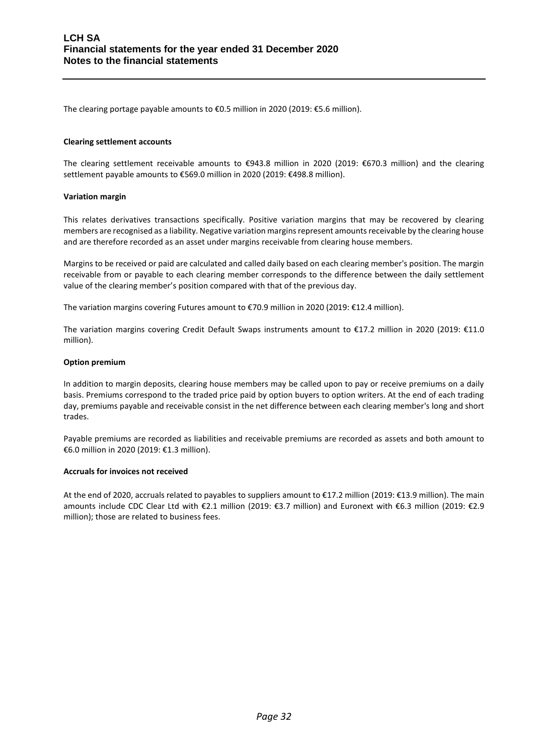The clearing portage payable amounts to €0.5 million in 2020 (2019: €5.6 million).

**Clearing settlement accounts**

The clearing settlement receivable amounts to €943.8 million in 2020 (2019: €670.3 million) and the clearing settlement payable amounts to €569.0 million in 2020 (2019: €498.8 million).

**Variation margin**

This relates derivatives transactions specifically. Positive variation margins that may be recovered by clearing members are recognised as a liability. Negative variation margins represent amounts receivable by the clearing house and are therefore recorded as an asset under margins receivable from clearing house members.

Margins to be received or paid are calculated and called daily based on each clearing member's position. The margin receivable from or payable to each clearing member corresponds to the difference between the daily settlement value of the clearing member's position compared with that of the previous day.

The variation margins covering Futures amount to €70.9 million in 2020 (2019: €12.4 million).

The variation margins covering Credit Default Swaps instruments amount to €17.2 million in 2020 (2019: €11.0 million).

**Option premium**

In addition to margin deposits, clearing house members may be called upon to pay or receive premiums on a daily basis. Premiums correspond to the traded price paid by option buyers to option writers. At the end of each trading day, premiums payable and receivable consist in the net difference between each clearing member's long and short trades.

Payable premiums are recorded as liabilities and receivable premiums are recorded as assets and both amount to €6.0 million in 2020 (2019: €1.3 million).

**Accruals for invoices not received**

At the end of 2020, accruals related to payables to suppliers amount to €17.2 million (2019: €13.9 million). The main amounts include CDC Clear Ltd with €2.1 million (2019: €3.7 million) and Euronext with €6.3 million (2019: €2.9 million); those are related to business fees.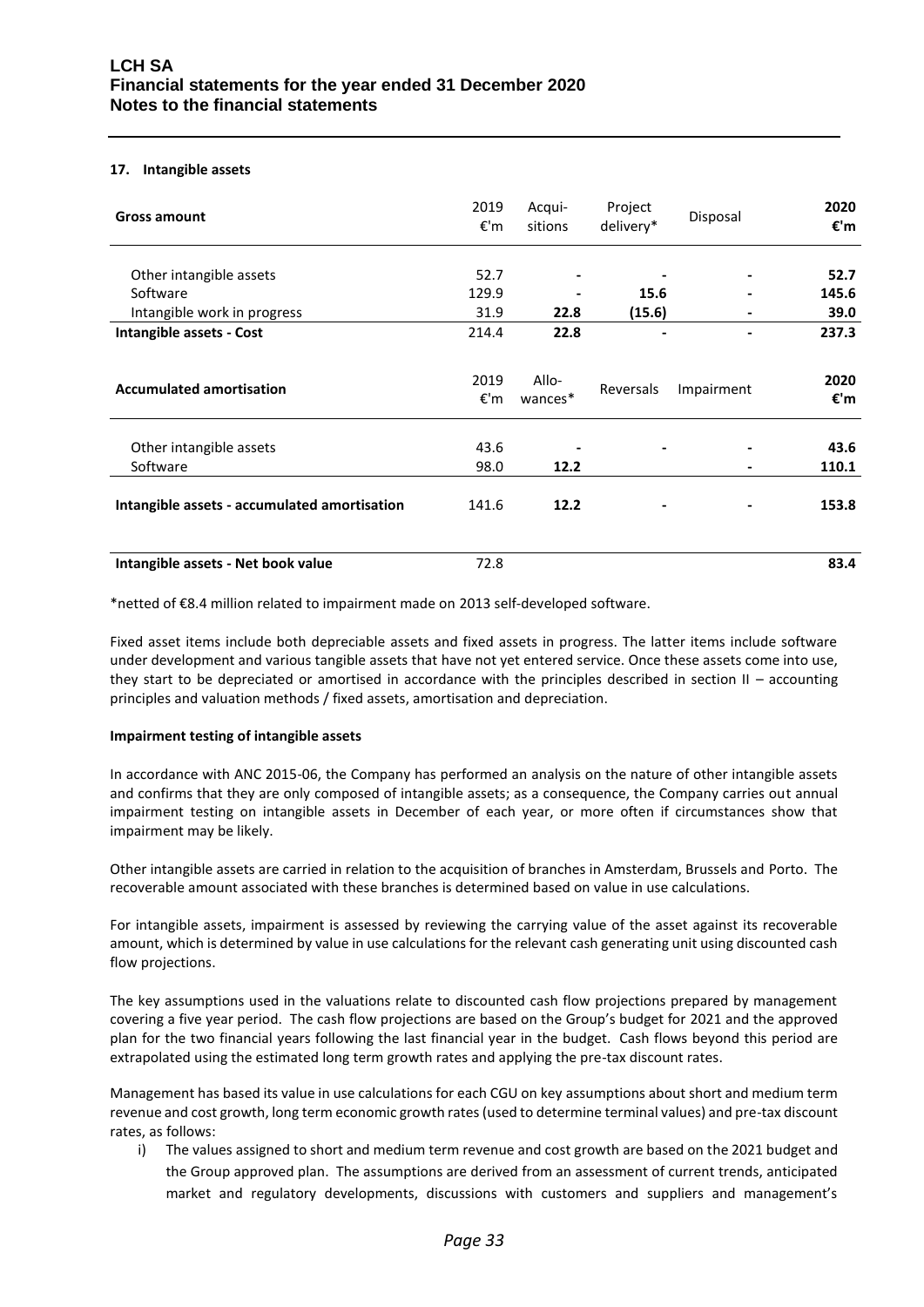### 17. Intangible assets

| Gross amount | 2019 €'m | Acqui-sitions | Project delivery* | Disposal | **2020 €'m** |
|---|---|---|---|---|---|
| Other intangible assets | 52.7 | - | - | - | **52.7** |
| Software | 129.9 | - | **15.6** | - | **145.6** |
| Intangible work in progress | 31.9 | **22.8** | **(15.6)** | - | **39.0** |
| **Intangible assets - Cost** | 214.4 | **22.8** | - | - | **237.3** |

| Accumulated amortisation | 2019 €'m | Allo-wances* | Reversals | Impairment | **2020 €'m** |
|---|---|---|---|---|---|
| Other intangible assets | 43.6 | - | - | - | **43.6** |
| Software | 98.0 | **12.2** | | - | **110.1** |
| **Intangible assets - accumulated amortisation** | 141.6 | **12.2** | - | - | **153.8** |
| | | | | | |
| **Intangible assets - Net book value** | 72.8 | | | | **83.4** |

*netted of €8.4 million related to impairment made on 2013 self-developed software.

Fixed asset items include both depreciable assets and fixed assets in progress. The latter items include software under development and various tangible assets that have not yet entered service. Once these assets come into use, they start to be depreciated or amortised in accordance with the principles described in section II – accounting principles and valuation methods / fixed assets, amortisation and depreciation.

**Impairment testing of intangible assets**

In accordance with ANC 2015-06, the Company has performed an analysis on the nature of other intangible assets and confirms that they are only composed of intangible assets; as a consequence, the Company carries out annual impairment testing on intangible assets in December of each year, or more often if circumstances show that impairment may be likely.

Other intangible assets are carried in relation to the acquisition of branches in Amsterdam, Brussels and Porto. The recoverable amount associated with these branches is determined based on value in use calculations.

For intangible assets, impairment is assessed by reviewing the carrying value of the asset against its recoverable amount, which is determined by value in use calculations for the relevant cash generating unit using discounted cash flow projections.

The key assumptions used in the valuations relate to discounted cash flow projections prepared by management covering a five year period. The cash flow projections are based on the Group's budget for 2021 and the approved plan for the two financial years following the last financial year in the budget. Cash flows beyond this period are extrapolated using the estimated long term growth rates and applying the pre-tax discount rates.

Management has based its value in use calculations for each CGU on key assumptions about short and medium term revenue and cost growth, long term economic growth rates (used to determine terminal values) and pre-tax discount rates, as follows:

i) The values assigned to short and medium term revenue and cost growth are based on the 2021 budget and the Group approved plan. The assumptions are derived from an assessment of current trends, anticipated market and regulatory developments, discussions with customers and suppliers and management's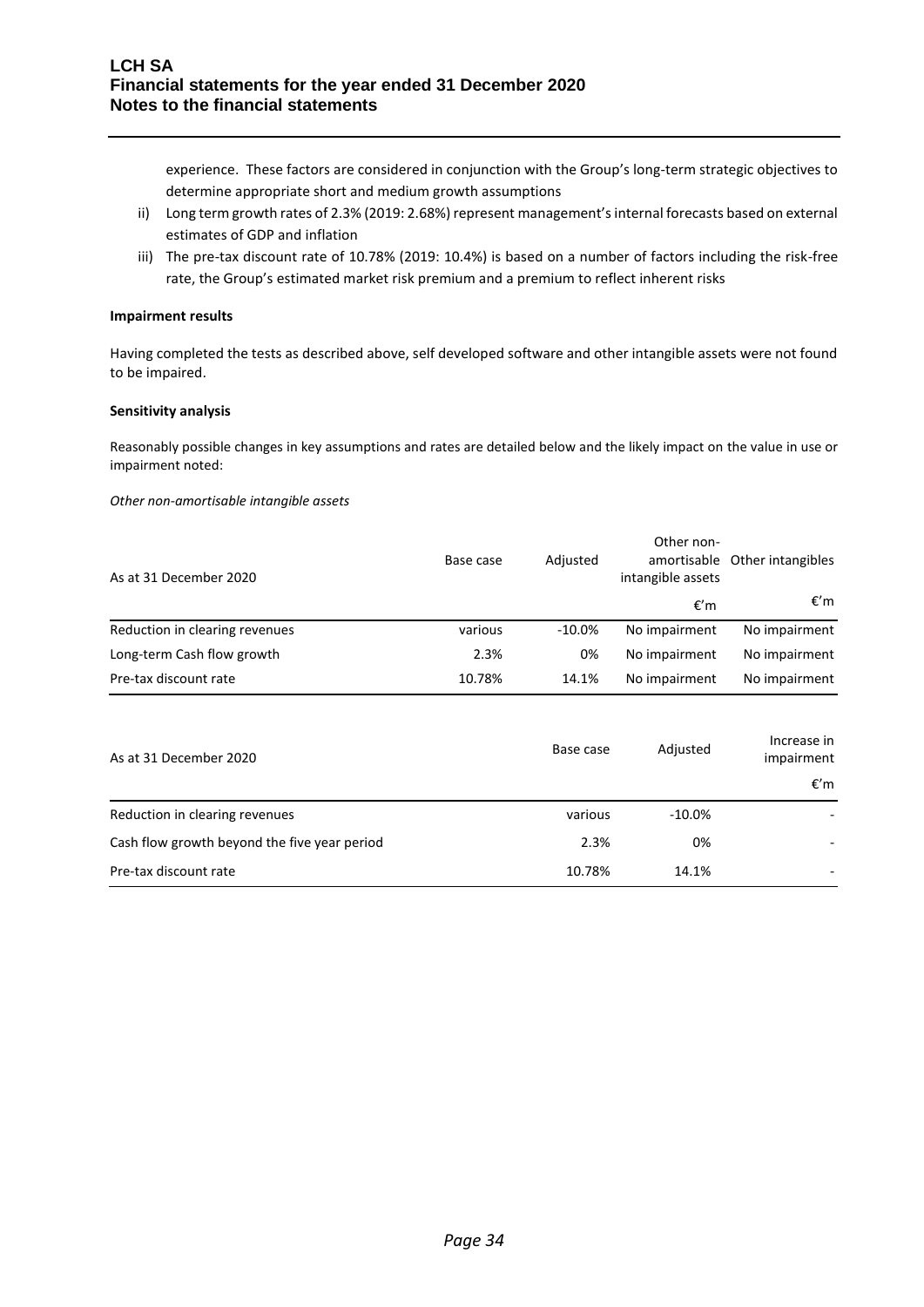experience. These factors are considered in conjunction with the Group's long-term strategic objectives to determine appropriate short and medium growth assumptions

ii) Long term growth rates of 2.3% (2019: 2.68%) represent management's internal forecasts based on external estimates of GDP and inflation

iii) The pre-tax discount rate of 10.78% (2019: 10.4%) is based on a number of factors including the risk-free rate, the Group's estimated market risk premium and a premium to reflect inherent risks

**Impairment results**

Having completed the tests as described above, self developed software and other intangible assets were not found to be impaired.

**Sensitivity analysis**

Reasonably possible changes in key assumptions and rates are detailed below and the likely impact on the value in use or impairment noted:

*Other non-amortisable intangible assets*

| As at 31 December 2020 | Base case | Adjusted | Other non-amortisable intangible assets | Other intangibles |
|---|---|---|---|---|
| | | | €'m | €'m |
| Reduction in clearing revenues | various | -10.0% | No impairment | No impairment |
| Long-term Cash flow growth | 2.3% | 0% | No impairment | No impairment |
| Pre-tax discount rate | 10.78% | 14.1% | No impairment | No impairment |

| As at 31 December 2020 | Base case | Adjusted | Increase in impairment |
|---|---|---|---|
| | | | €'m |
| Reduction in clearing revenues | various | -10.0% | - |
| Cash flow growth beyond the five year period | 2.3% | 0% | - |
| Pre-tax discount rate | 10.78% | 14.1% | - |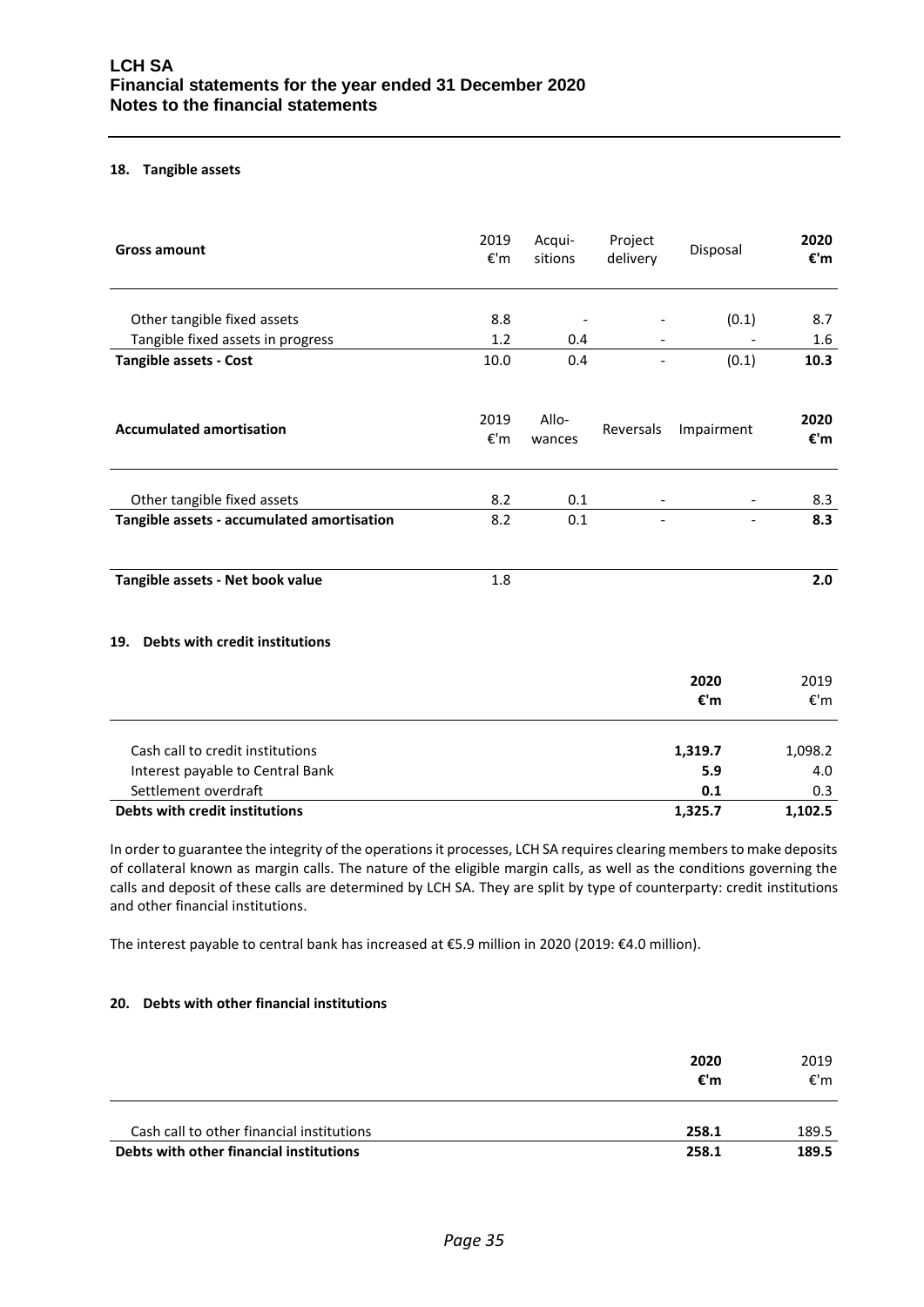### 18. Tangible assets

| Gross amount | 2019 €'m | Acqui-sitions | Project delivery | Disposal | 2020 €'m |
|---|---|---|---|---|---|
| Other tangible fixed assets | 8.8 | - | - | (0.1) | 8.7 |
| Tangible fixed assets in progress | 1.2 | 0.4 | - | - | 1.6 |
| **Tangible assets - Cost** | 10.0 | 0.4 | - | (0.1) | **10.3** |

| Accumulated amortisation | 2019 €'m | Allo-wances | Reversals | Impairment | 2020 €'m |
|---|---|---|---|---|---|
| Other tangible fixed assets | 8.2 | 0.1 | - | - | 8.3 |
| **Tangible assets - accumulated amortisation** | 8.2 | 0.1 | - | - | **8.3** |
| | | | | | |
| **Tangible assets - Net book value** | 1.8 | | | | **2.0** |

### 19. Debts with credit institutions

| | 2020 €'m | 2019 €'m |
|---|---|---|
| Cash call to credit institutions | **1,319.7** | 1,098.2 |
| Interest payable to Central Bank | **5.9** | 4.0 |
| Settlement overdraft | **0.1** | 0.3 |
| **Debts with credit institutions** | **1,325.7** | **1,102.5** |

In order to guarantee the integrity of the operations it processes, LCH SA requires clearing members to make deposits of collateral known as margin calls. The nature of the eligible margin calls, as well as the conditions governing the calls and deposit of these calls are determined by LCH SA. They are split by type of counterparty: credit institutions and other financial institutions.

The interest payable to central bank has increased at €5.9 million in 2020 (2019: €4.0 million).

### 20. Debts with other financial institutions

| | 2020 €'m | 2019 €'m |
|---|---|---|
| Cash call to other financial institutions | **258.1** | 189.5 |
| **Debts with other financial institutions** | **258.1** | **189.5** |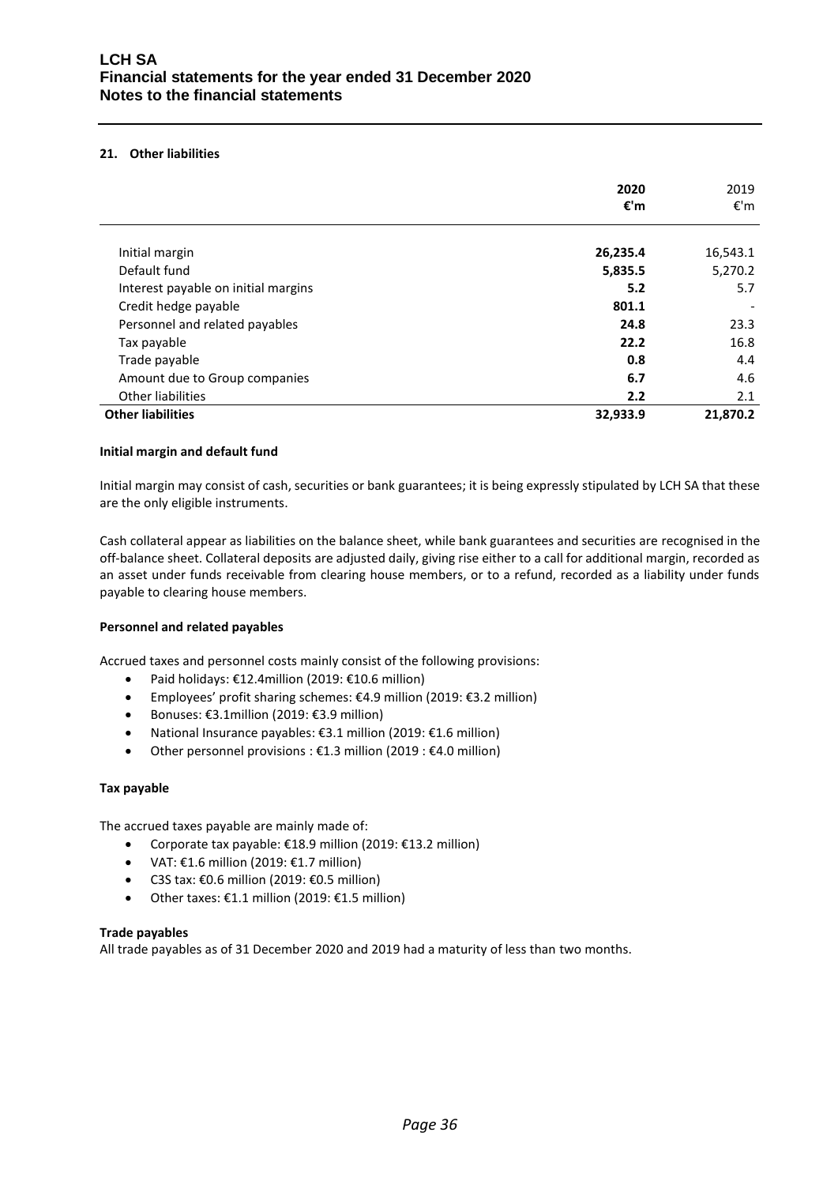## 21. Other liabilities

| | 2020 €'m | 2019 €'m |
|---|---|---|
| Initial margin | **26,235.4** | 16,543.1 |
| Default fund | **5,835.5** | 5,270.2 |
| Interest payable on initial margins | **5.2** | 5.7 |
| Credit hedge payable | **801.1** | - |
| Personnel and related payables | **24.8** | 23.3 |
| Tax payable | **22.2** | 16.8 |
| Trade payable | **0.8** | 4.4 |
| Amount due to Group companies | **6.7** | 4.6 |
| Other liabilities | **2.2** | 2.1 |
| **Other liabilities** | **32,933.9** | **21,870.2** |

**Initial margin and default fund**

Initial margin may consist of cash, securities or bank guarantees; it is being expressly stipulated by LCH SA that these are the only eligible instruments.

Cash collateral appear as liabilities on the balance sheet, while bank guarantees and securities are recognised in the off-balance sheet. Collateral deposits are adjusted daily, giving rise either to a call for additional margin, recorded as an asset under funds receivable from clearing house members, or to a refund, recorded as a liability under funds payable to clearing house members.

**Personnel and related payables**

Accrued taxes and personnel costs mainly consist of the following provisions:

- Paid holidays: €12.4million (2019: €10.6 million)
- Employees' profit sharing schemes: €4.9 million (2019: €3.2 million)
- Bonuses: €3.1million (2019: €3.9 million)
- National Insurance payables: €3.1 million (2019: €1.6 million)
- Other personnel provisions : €1.3 million (2019 : €4.0 million)

**Tax payable**

The accrued taxes payable are mainly made of:

- Corporate tax payable: €18.9 million (2019: €13.2 million)
- VAT: €1.6 million (2019: €1.7 million)
- C3S tax: €0.6 million (2019: €0.5 million)
- Other taxes: €1.1 million (2019: €1.5 million)

**Trade payables**

All trade payables as of 31 December 2020 and 2019 had a maturity of less than two months.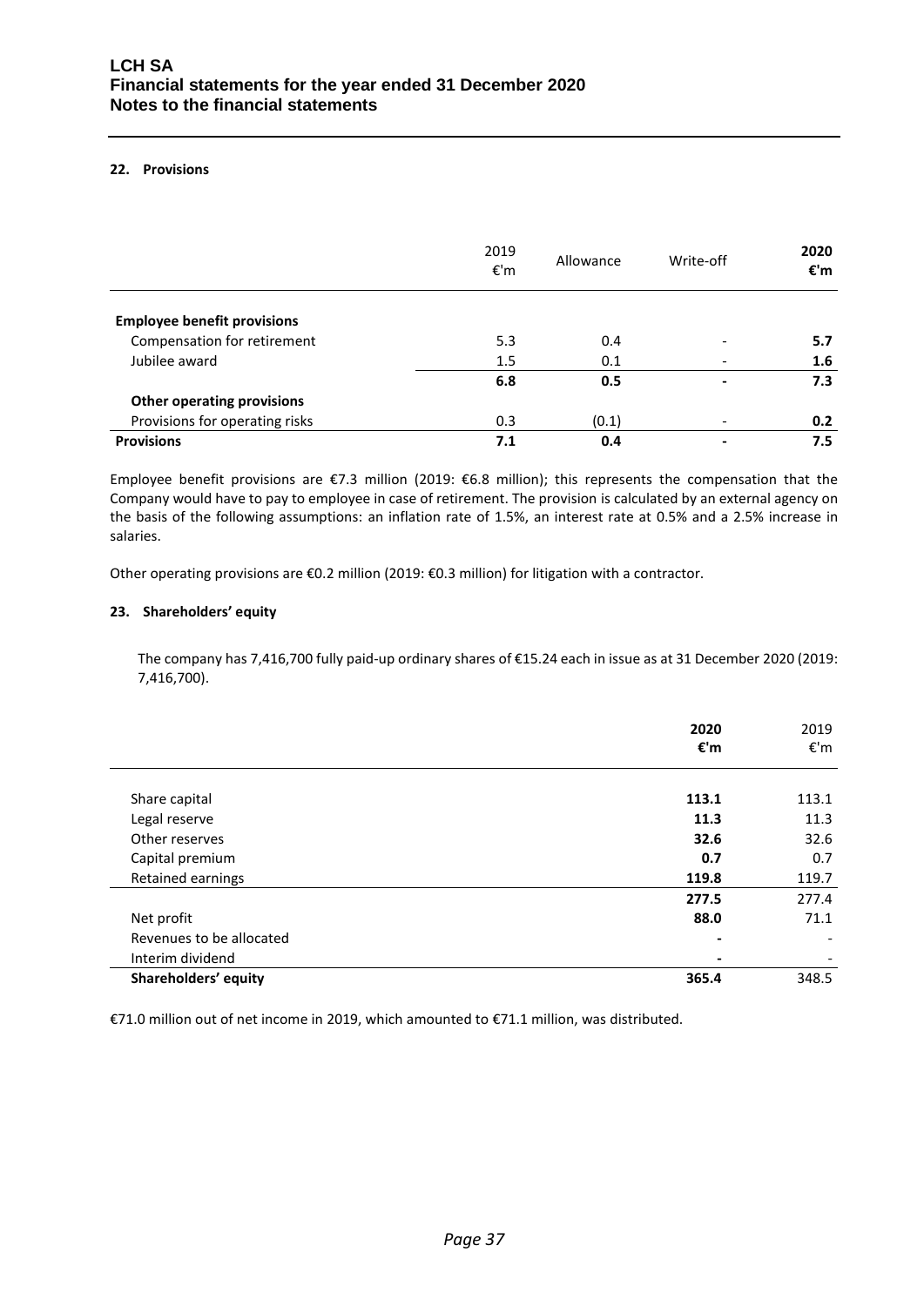### 22. Provisions

| | 2019 €'m | Allowance | Write-off | **2020 €'m** |
|---|---|---|---|---|
| **Employee benefit provisions** | | | | |
| Compensation for retirement | 5.3 | 0.4 | - | **5.7** |
| Jubilee award | 1.5 | 0.1 | - | **1.6** |
| | **6.8** | **0.5** | **-** | **7.3** |
| **Other operating provisions** | | | | |
| Provisions for operating risks | 0.3 | (0.1) | - | **0.2** |
| **Provisions** | **7.1** | **0.4** | **-** | **7.5** |

Employee benefit provisions are €7.3 million (2019: €6.8 million); this represents the compensation that the Company would have to pay to employee in case of retirement. The provision is calculated by an external agency on the basis of the following assumptions: an inflation rate of 1.5%, an interest rate at 0.5% and a 2.5% increase in salaries.

Other operating provisions are €0.2 million (2019: €0.3 million) for litigation with a contractor.

### 23. Shareholders' equity

The company has 7,416,700 fully paid-up ordinary shares of €15.24 each in issue as at 31 December 2020 (2019: 7,416,700).

| | **2020 €'m** | 2019 €'m |
|---|---|---|
| Share capital | **113.1** | 113.1 |
| Legal reserve | **11.3** | 11.3 |
| Other reserves | **32.6** | 32.6 |
| Capital premium | **0.7** | 0.7 |
| Retained earnings | **119.8** | 119.7 |
| | **277.5** | 277.4 |
| Net profit | **88.0** | 71.1 |
| Revenues to be allocated | **-** | - |
| Interim dividend | **-** | - |
| **Shareholders' equity** | **365.4** | 348.5 |

€71.0 million out of net income in 2019, which amounted to €71.1 million, was distributed.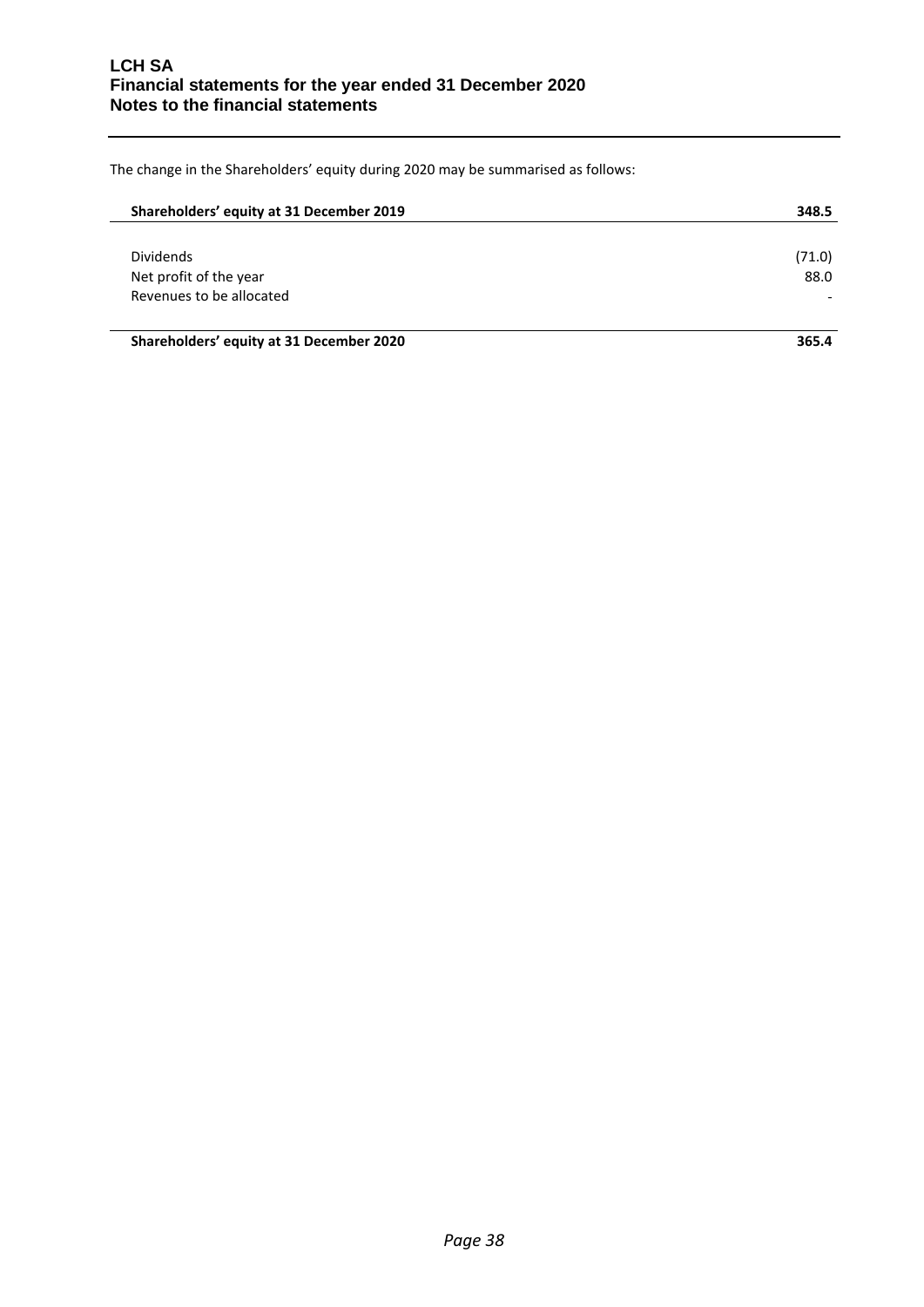The change in the Shareholders' equity during 2020 may be summarised as follows:

| **Shareholders' equity at 31 December 2019** | **348.5** |
|---|---|
| Dividends | (71.0) |
| Net profit of the year | 88.0 |
| Revenues to be allocated | - |
| **Shareholders' equity at 31 December 2020** | **365.4** |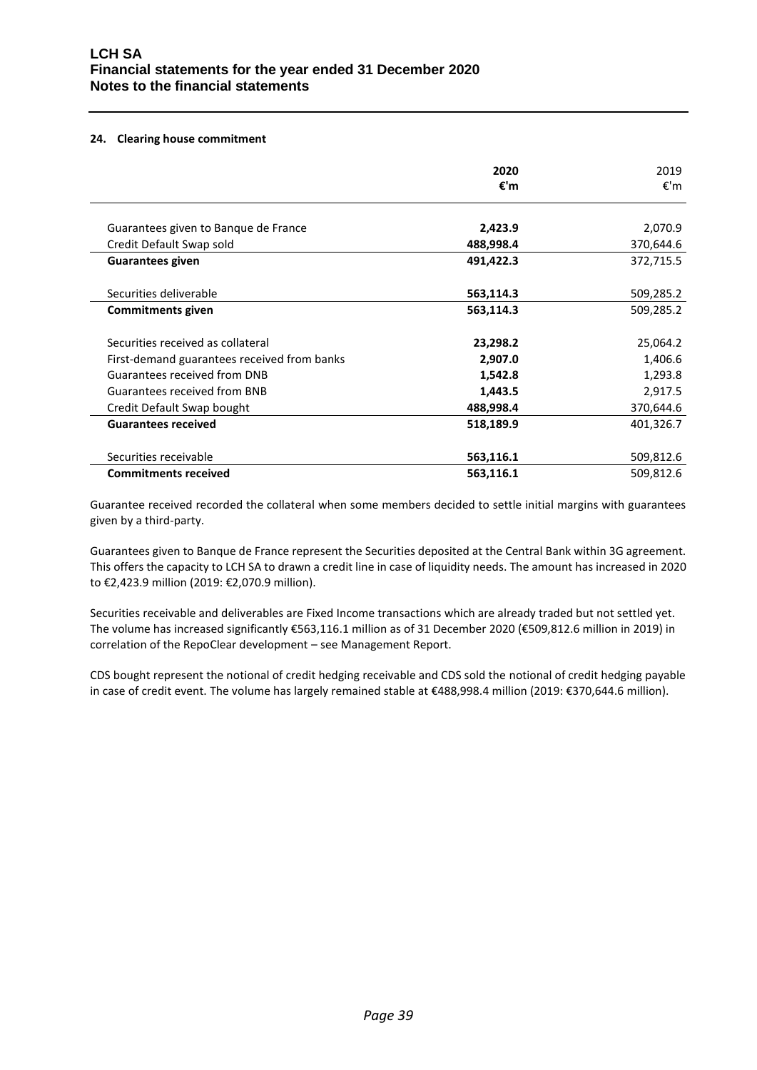#### 24. Clearing house commitment

| | **2020** **€'m** | 2019 €'m |
|---|---|---|
| Guarantees given to Banque de France | **2,423.9** | 2,070.9 |
| Credit Default Swap sold | **488,998.4** | 370,644.6 |
| **Guarantees given** | **491,422.3** | 372,715.5 |
| | | |
| Securities deliverable | **563,114.3** | 509,285.2 |
| **Commitments given** | **563,114.3** | 509,285.2 |
| | | |
| Securities received as collateral | **23,298.2** | 25,064.2 |
| First-demand guarantees received from banks | **2,907.0** | 1,406.6 |
| Guarantees received from DNB | **1,542.8** | 1,293.8 |
| Guarantees received from BNB | **1,443.5** | 2,917.5 |
| Credit Default Swap bought | **488,998.4** | 370,644.6 |
| **Guarantees received** | **518,189.9** | 401,326.7 |
| | | |
| Securities receivable | **563,116.1** | 509,812.6 |
| **Commitments received** | **563,116.1** | 509,812.6 |

Guarantee received recorded the collateral when some members decided to settle initial margins with guarantees given by a third-party.

Guarantees given to Banque de France represent the Securities deposited at the Central Bank within 3G agreement. This offers the capacity to LCH SA to drawn a credit line in case of liquidity needs. The amount has increased in 2020 to €2,423.9 million (2019: €2,070.9 million).

Securities receivable and deliverables are Fixed Income transactions which are already traded but not settled yet. The volume has increased significantly €563,116.1 million as of 31 December 2020 (€509,812.6 million in 2019) in correlation of the RepoClear development – see Management Report.

CDS bought represent the notional of credit hedging receivable and CDS sold the notional of credit hedging payable in case of credit event. The volume has largely remained stable at €488,998.4 million (2019: €370,644.6 million).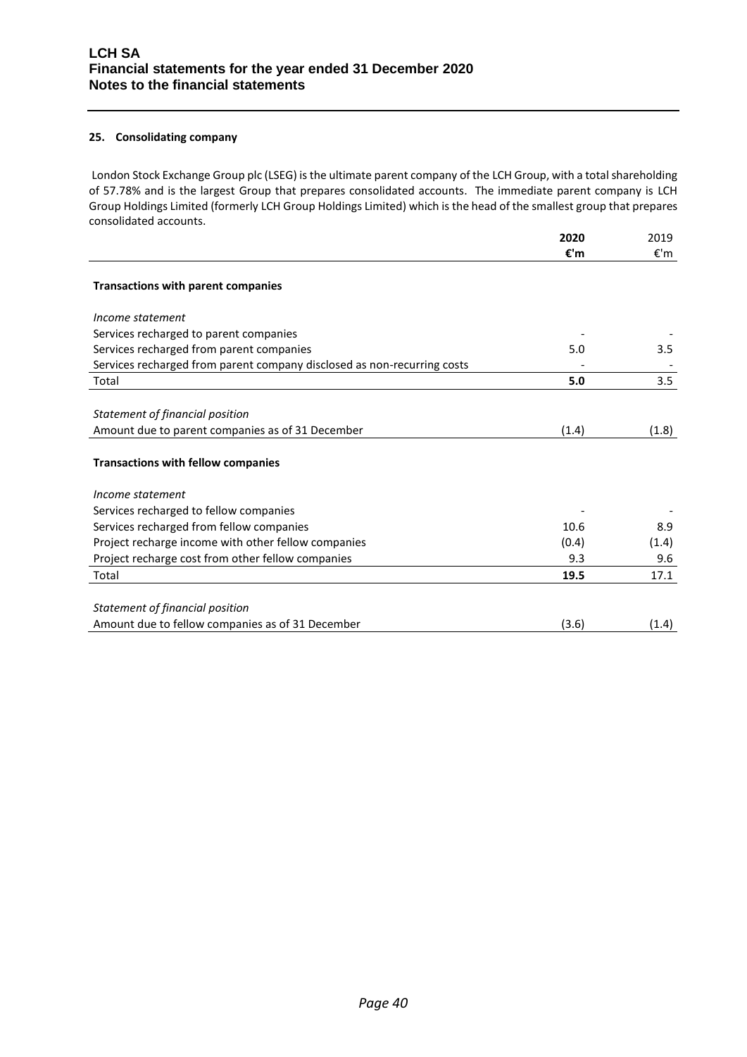### 25. Consolidating company

London Stock Exchange Group plc (LSEG) is the ultimate parent company of the LCH Group, with a total shareholding of 57.78% and is the largest Group that prepares consolidated accounts. The immediate parent company is LCH Group Holdings Limited (formerly LCH Group Holdings Limited) which is the head of the smallest group that prepares consolidated accounts.

| | **2020** | 2019 |
|---|---|---|
| | **€'m** | €'m |
| **Transactions with parent companies** | | |
| *Income statement* | | |
| Services recharged to parent companies | - | - |
| Services recharged from parent companies | 5.0 | 3.5 |
| Services recharged from parent company disclosed as non-recurring costs | - | - |
| Total | **5.0** | 3.5 |
| *Statement of financial position* | | |
| Amount due to parent companies as of 31 December | (1.4) | (1.8) |
| **Transactions with fellow companies** | | |
| *Income statement* | | |
| Services recharged to fellow companies | - | - |
| Services recharged from fellow companies | 10.6 | 8.9 |
| Project recharge income with other fellow companies | (0.4) | (1.4) |
| Project recharge cost from other fellow companies | 9.3 | 9.6 |
| Total | **19.5** | 17.1 |
| *Statement of financial position* | | |
| Amount due to fellow companies as of 31 December | (3.6) | (1.4) |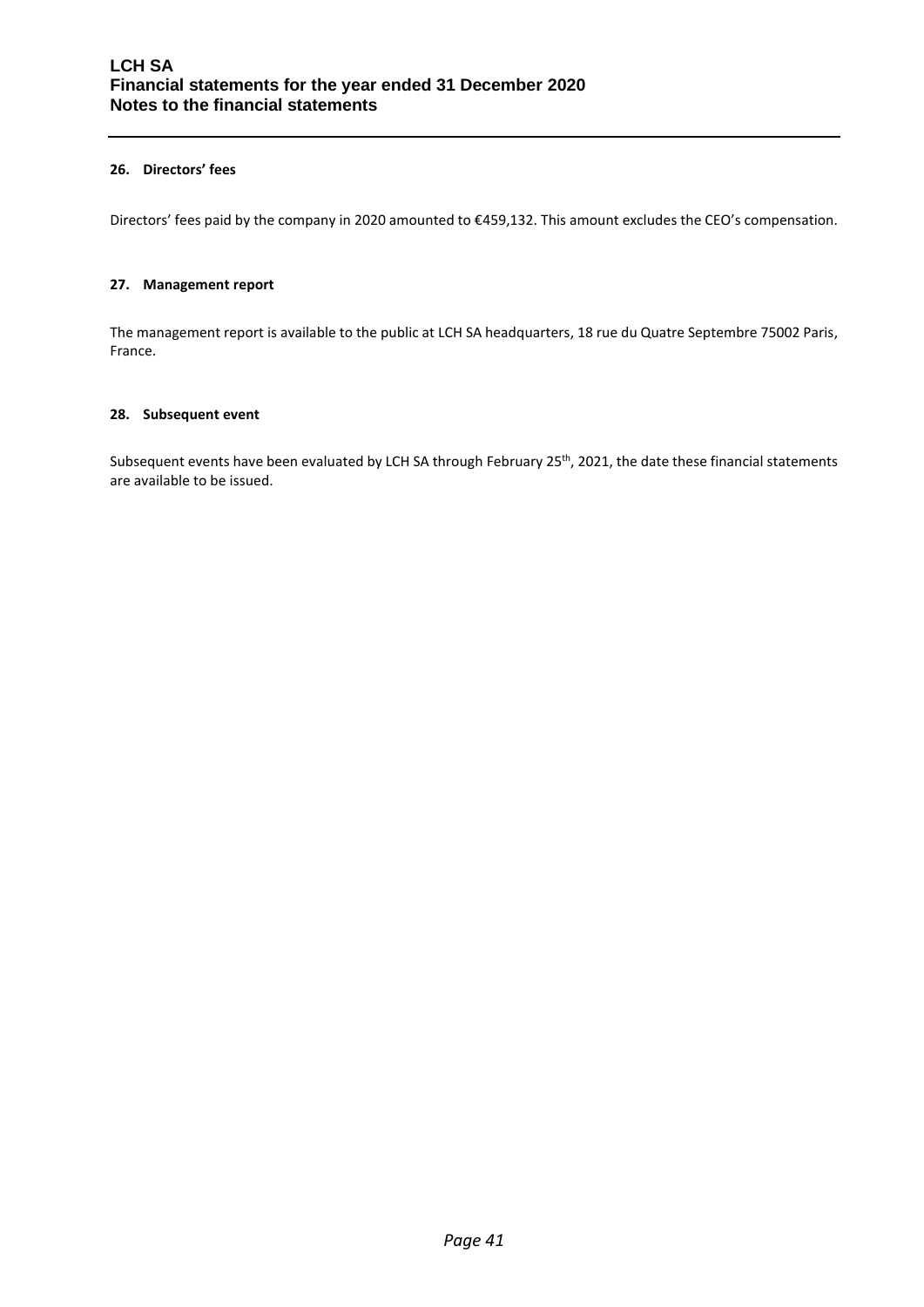#### 26. Directors' fees

Directors' fees paid by the company in 2020 amounted to €459,132. This amount excludes the CEO's compensation.

#### 27. Management report

The management report is available to the public at LCH SA headquarters, 18 rue du Quatre Septembre 75002 Paris, France.

#### 28. Subsequent event

Subsequent events have been evaluated by LCH SA through February 25th, 2021, the date these financial statements are available to be issued.